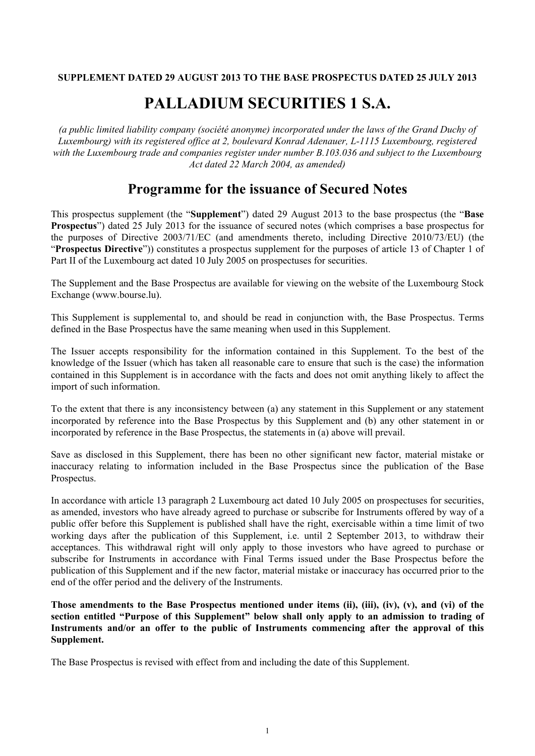**SUPPLEMENT DATED 29 AUGUST 2013 TO THE BASE PROSPECTUS DATED 25 JULY 2013**

# PALLADIUM SECURITIES 1 S.A.

*(a public limited liability company (société anonyme) incorporated under the laws of the Grand Duchy of Luxembourg) with its registered office at 2, boulevard Konrad Adenauer, L-1115 Luxembourg, registered with the Luxembourg trade and companies register under number B.103.036 and subject to the Luxembourg Act dated 22 March 2004, as amended)*

## Programme for the issuance of Secured Notes

This prospectus supplement (the "**Supplement**") dated 29 August 2013 to the base prospectus (the "**Base Prospectus**") dated 25 July 2013 for the issuance of secured notes (which comprises a base prospectus for the purposes of Directive 2003/71/EC (and amendments thereto, including Directive 2010/73/EU) (the "**Prospectus Directive**")) constitutes a prospectus supplement for the purposes of article 13 of Chapter 1 of Part II of the Luxembourg act dated 10 July 2005 on prospectuses for securities.

The Supplement and the Base Prospectus are available for viewing on the website of the Luxembourg Stock Exchange (www.bourse.lu).

This Supplement is supplemental to, and should be read in conjunction with, the Base Prospectus. Terms defined in the Base Prospectus have the same meaning when used in this Supplement.

The Issuer accepts responsibility for the information contained in this Supplement. To the best of the knowledge of the Issuer (which has taken all reasonable care to ensure that such is the case) the information contained in this Supplement is in accordance with the facts and does not omit anything likely to affect the import of such information.

To the extent that there is any inconsistency between (a) any statement in this Supplement or any statement incorporated by reference into the Base Prospectus by this Supplement and (b) any other statement in or incorporated by reference in the Base Prospectus, the statements in (a) above will prevail.

Save as disclosed in this Supplement, there has been no other significant new factor, material mistake or inaccuracy relating to information included in the Base Prospectus since the publication of the Base Prospectus.

In accordance with article 13 paragraph 2 Luxembourg act dated 10 July 2005 on prospectuses for securities, as amended, investors who have already agreed to purchase or subscribe for Instruments offered by way of a public offer before this Supplement is published shall have the right, exercisable within a time limit of two working days after the publication of this Supplement, i.e. until 2 September 2013, to withdraw their acceptances. This withdrawal right will only apply to those investors who have agreed to purchase or subscribe for Instruments in accordance with Final Terms issued under the Base Prospectus before the publication of this Supplement and if the new factor, material mistake or inaccuracy has occurred prior to the end of the offer period and the delivery of the Instruments.

**Those amendments to the Base Prospectus mentioned under items (ii), (iii), (iv), (v), and (vi) of the section entitled "Purpose of this Supplement" below shall only apply to an admission to trading of Instruments and/or an offer to the public of Instruments commencing after the approval of this Supplement.**

The Base Prospectus is revised with effect from and including the date of this Supplement.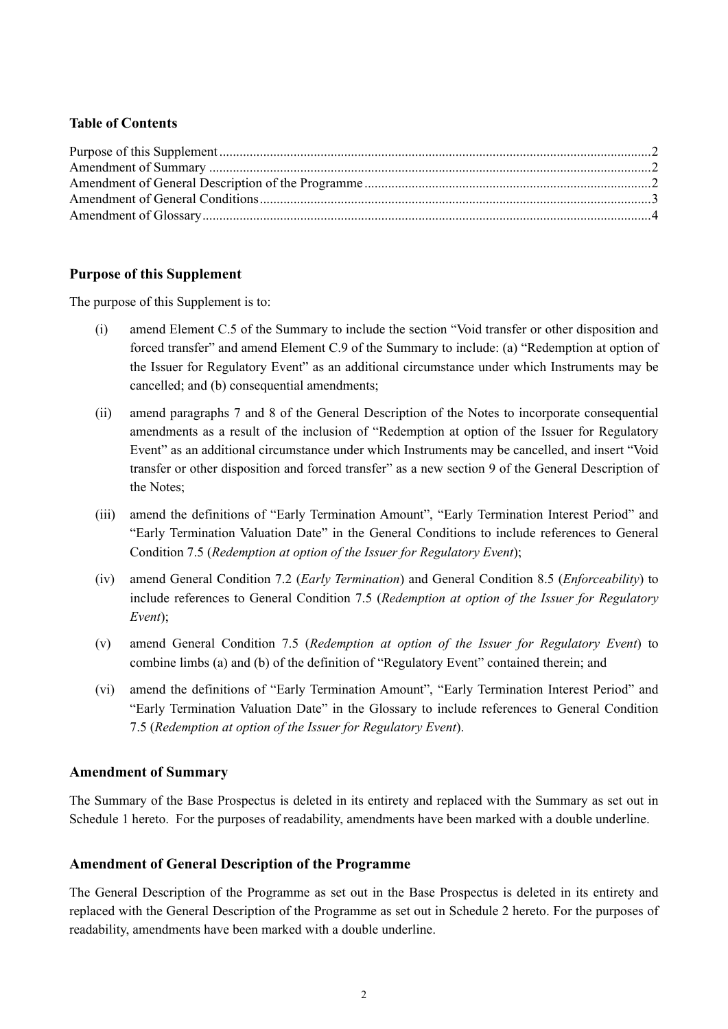**Table of Contents**

Purpose of this Supplement ... 2
Amendment of Summary ... 2
Amendment of General Description of the Programme ... 2
Amendment of General Conditions ... 3
Amendment of Glossary ... 4

## Purpose of this Supplement

The purpose of this Supplement is to:

(i) amend Element C.5 of the Summary to include the section "Void transfer or other disposition and forced transfer" and amend Element C.9 of the Summary to include: (a) "Redemption at option of the Issuer for Regulatory Event" as an additional circumstance under which Instruments may be cancelled; and (b) consequential amendments;

(ii) amend paragraphs 7 and 8 of the General Description of the Notes to incorporate consequential amendments as a result of the inclusion of "Redemption at option of the Issuer for Regulatory Event" as an additional circumstance under which Instruments may be cancelled, and insert "Void transfer or other disposition and forced transfer" as a new section 9 of the General Description of the Notes;

(iii) amend the definitions of "Early Termination Amount", "Early Termination Interest Period" and "Early Termination Valuation Date" in the General Conditions to include references to General Condition 7.5 (*Redemption at option of the Issuer for Regulatory Event*);

(iv) amend General Condition 7.2 (*Early Termination*) and General Condition 8.5 (*Enforceability*) to include references to General Condition 7.5 (*Redemption at option of the Issuer for Regulatory Event*);

(v) amend General Condition 7.5 (*Redemption at option of the Issuer for Regulatory Event*) to combine limbs (a) and (b) of the definition of "Regulatory Event" contained therein; and

(vi) amend the definitions of "Early Termination Amount", "Early Termination Interest Period" and "Early Termination Valuation Date" in the Glossary to include references to General Condition 7.5 (*Redemption at option of the Issuer for Regulatory Event*).

## Amendment of Summary

The Summary of the Base Prospectus is deleted in its entirety and replaced with the Summary as set out in Schedule 1 hereto. For the purposes of readability, amendments have been marked with a double underline.

## Amendment of General Description of the Programme

The General Description of the Programme as set out in the Base Prospectus is deleted in its entirety and replaced with the General Description of the Programme as set out in Schedule 2 hereto. For the purposes of readability, amendments have been marked with a double underline.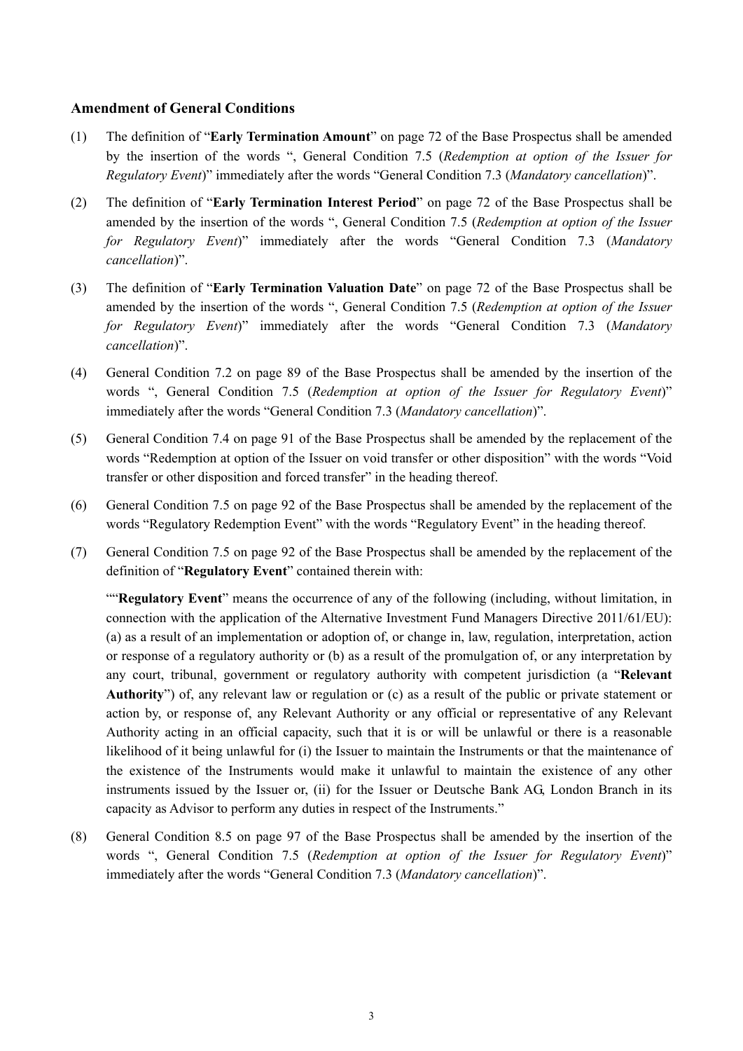### Amendment of General Conditions

(1) The definition of "**Early Termination Amount**" on page 72 of the Base Prospectus shall be amended by the insertion of the words ", General Condition 7.5 (*Redemption at option of the Issuer for Regulatory Event*)" immediately after the words "General Condition 7.3 (*Mandatory cancellation*)".

(2) The definition of "**Early Termination Interest Period**" on page 72 of the Base Prospectus shall be amended by the insertion of the words ", General Condition 7.5 (*Redemption at option of the Issuer for Regulatory Event*)" immediately after the words "General Condition 7.3 (*Mandatory cancellation*)".

(3) The definition of "**Early Termination Valuation Date**" on page 72 of the Base Prospectus shall be amended by the insertion of the words ", General Condition 7.5 (*Redemption at option of the Issuer for Regulatory Event*)" immediately after the words "General Condition 7.3 (*Mandatory cancellation*)".

(4) General Condition 7.2 on page 89 of the Base Prospectus shall be amended by the insertion of the words ", General Condition 7.5 (*Redemption at option of the Issuer for Regulatory Event*)" immediately after the words "General Condition 7.3 (*Mandatory cancellation*)".

(5) General Condition 7.4 on page 91 of the Base Prospectus shall be amended by the replacement of the words "Redemption at option of the Issuer on void transfer or other disposition" with the words "Void transfer or other disposition and forced transfer" in the heading thereof.

(6) General Condition 7.5 on page 92 of the Base Prospectus shall be amended by the replacement of the words "Regulatory Redemption Event" with the words "Regulatory Event" in the heading thereof.

(7) General Condition 7.5 on page 92 of the Base Prospectus shall be amended by the replacement of the definition of "**Regulatory Event**" contained therein with:

""**Regulatory Event**" means the occurrence of any of the following (including, without limitation, in connection with the application of the Alternative Investment Fund Managers Directive 2011/61/EU): (a) as a result of an implementation or adoption of, or change in, law, regulation, interpretation, action or response of a regulatory authority or (b) as a result of the promulgation of, or any interpretation by any court, tribunal, government or regulatory authority with competent jurisdiction (a "**Relevant Authority**") of, any relevant law or regulation or (c) as a result of the public or private statement or action by, or response of, any Relevant Authority or any official or representative of any Relevant Authority acting in an official capacity, such that it is or will be unlawful or there is a reasonable likelihood of it being unlawful for (i) the Issuer to maintain the Instruments or that the maintenance of the existence of the Instruments would make it unlawful to maintain the existence of any other instruments issued by the Issuer or, (ii) for the Issuer or Deutsche Bank AG, London Branch in its capacity as Advisor to perform any duties in respect of the Instruments."

(8) General Condition 8.5 on page 97 of the Base Prospectus shall be amended by the insertion of the words ", General Condition 7.5 (*Redemption at option of the Issuer for Regulatory Event*)" immediately after the words "General Condition 7.3 (*Mandatory cancellation*)".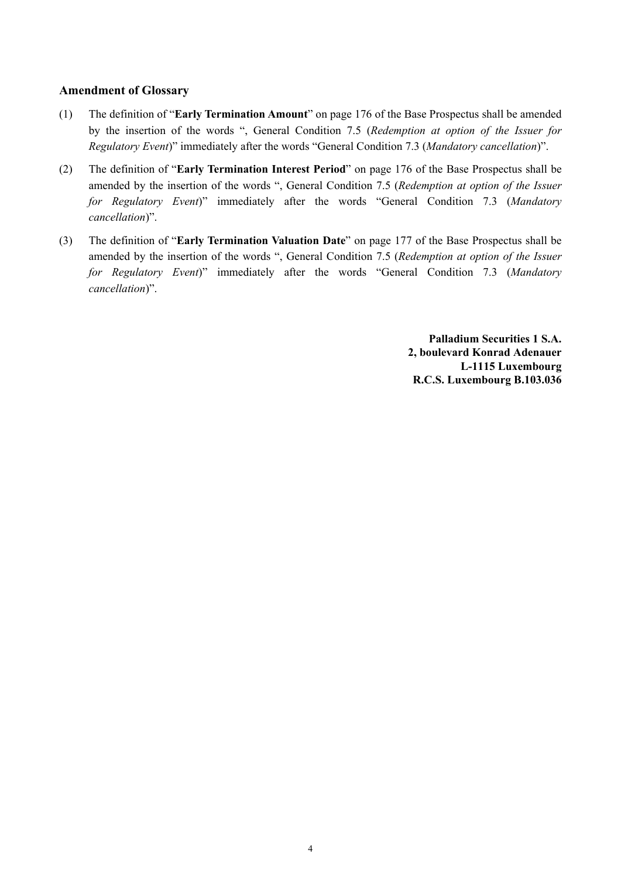### Amendment of Glossary

(1) The definition of "**Early Termination Amount**" on page 176 of the Base Prospectus shall be amended by the insertion of the words ", General Condition 7.5 (*Redemption at option of the Issuer for Regulatory Event*)" immediately after the words "General Condition 7.3 (*Mandatory cancellation*)".

(2) The definition of "**Early Termination Interest Period**" on page 176 of the Base Prospectus shall be amended by the insertion of the words ", General Condition 7.5 (*Redemption at option of the Issuer for Regulatory Event*)" immediately after the words "General Condition 7.3 (*Mandatory cancellation*)".

(3) The definition of "**Early Termination Valuation Date**" on page 177 of the Base Prospectus shall be amended by the insertion of the words ", General Condition 7.5 (*Redemption at option of the Issuer for Regulatory Event*)" immediately after the words "General Condition 7.3 (*Mandatory cancellation*)".

**Palladium Securities 1 S.A.**
**2, boulevard Konrad Adenauer**
**L-1115 Luxembourg**
**R.C.S. Luxembourg B.103.036**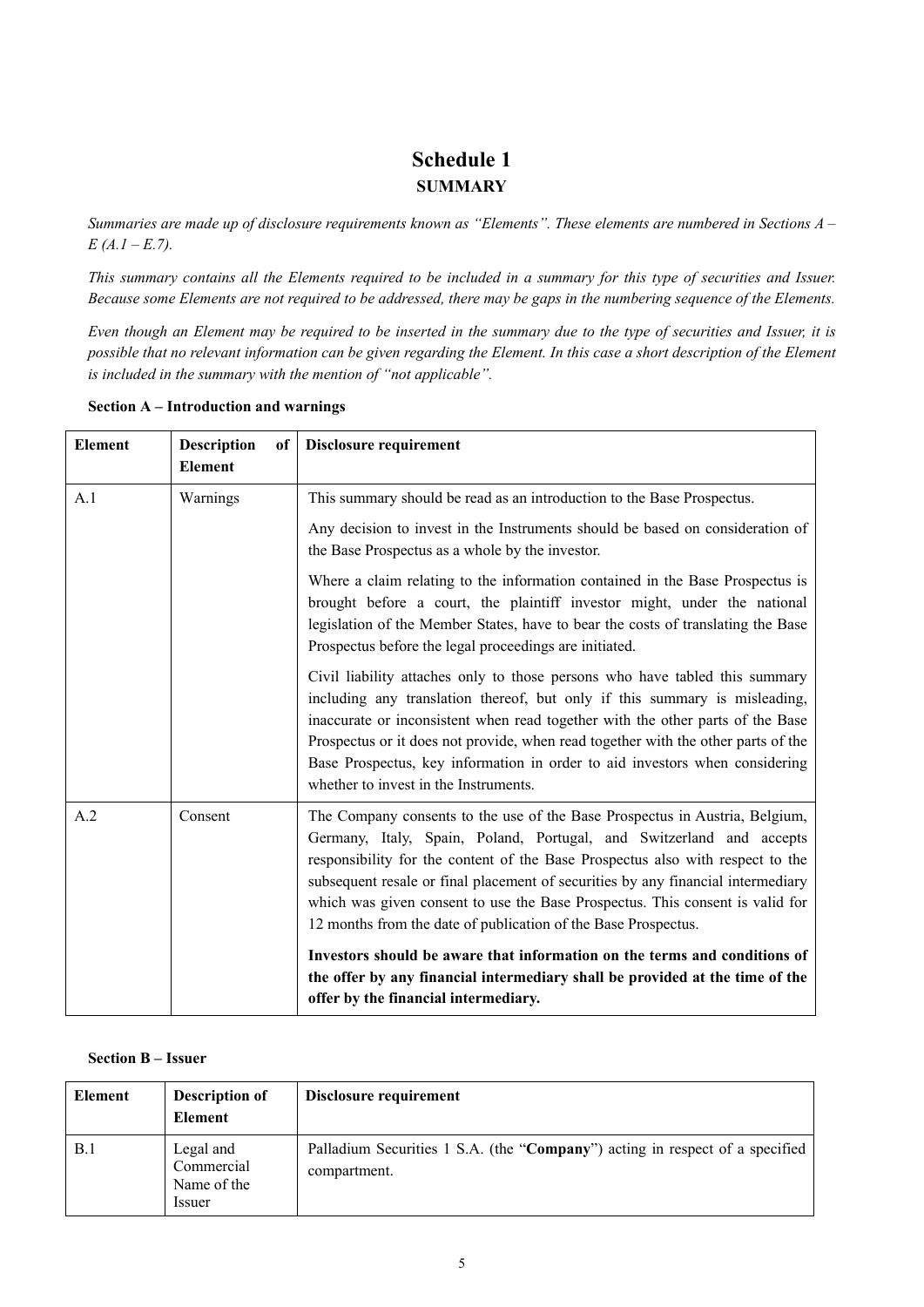# Schedule 1

## SUMMARY

*Summaries are made up of disclosure requirements known as "Elements". These elements are numbered in Sections A – E (A.1 – E.7).*

*This summary contains all the Elements required to be included in a summary for this type of securities and Issuer. Because some Elements are not required to be addressed, there may be gaps in the numbering sequence of the Elements.*

*Even though an Element may be required to be inserted in the summary due to the type of securities and Issuer, it is possible that no relevant information can be given regarding the Element. In this case a short description of the Element is included in the summary with the mention of "not applicable".*

**Section A – Introduction and warnings**

| Element | Description of Element | Disclosure requirement |
|---|---|---|
| A.1 | Warnings | This summary should be read as an introduction to the Base Prospectus.<br><br>Any decision to invest in the Instruments should be based on consideration of the Base Prospectus as a whole by the investor.<br><br>Where a claim relating to the information contained in the Base Prospectus is brought before a court, the plaintiff investor might, under the national legislation of the Member States, have to bear the costs of translating the Base Prospectus before the legal proceedings are initiated.<br><br>Civil liability attaches only to those persons who have tabled this summary including any translation thereof, but only if this summary is misleading, inaccurate or inconsistent when read together with the other parts of the Base Prospectus or it does not provide, when read together with the other parts of the Base Prospectus, key information in order to aid investors when considering whether to invest in the Instruments. |
| A.2 | Consent | The Company consents to the use of the Base Prospectus in Austria, Belgium, Germany, Italy, Spain, Poland, Portugal, and Switzerland and accepts responsibility for the content of the Base Prospectus also with respect to the subsequent resale or final placement of securities by any financial intermediary which was given consent to use the Base Prospectus. This consent is valid for 12 months from the date of publication of the Base Prospectus.<br><br>**Investors should be aware that information on the terms and conditions of the offer by any financial intermediary shall be provided at the time of the offer by the financial intermediary.** |

**Section B – Issuer**

| Element | Description of Element | Disclosure requirement |
|---|---|---|
| B.1 | Legal and Commercial Name of the Issuer | Palladium Securities 1 S.A. (the "**Company**") acting in respect of a specified compartment. |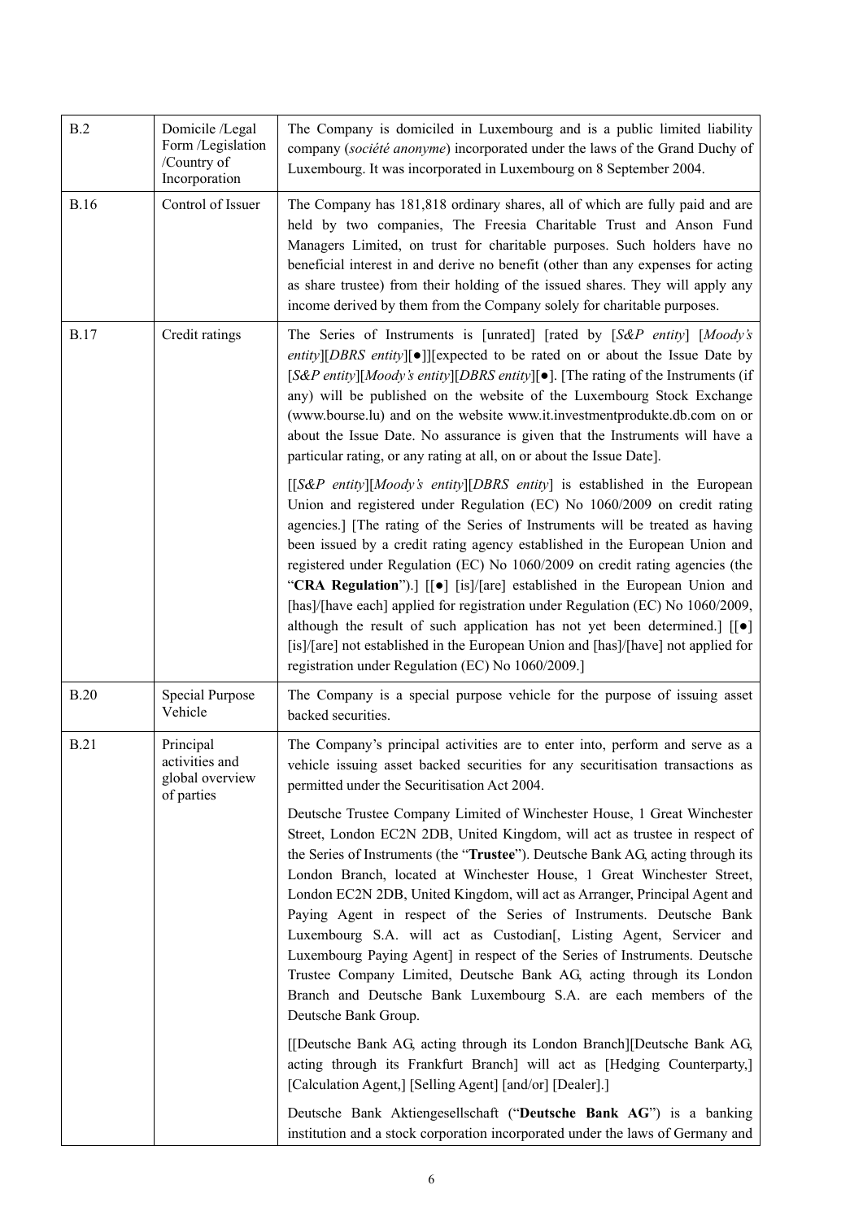| | | |
|---|---|---|
| B.2 | Domicile /Legal Form /Legislation /Country of Incorporation | The Company is domiciled in Luxembourg and is a public limited liability company (*société anonyme*) incorporated under the laws of the Grand Duchy of Luxembourg. It was incorporated in Luxembourg on 8 September 2004. |
| B.16 | Control of Issuer | The Company has 181,818 ordinary shares, all of which are fully paid and are held by two companies, The Freesia Charitable Trust and Anson Fund Managers Limited, on trust for charitable purposes. Such holders have no beneficial interest in and derive no benefit (other than any expenses for acting as share trustee) from their holding of the issued shares. They will apply any income derived by them from the Company solely for charitable purposes. |
| B.17 | Credit ratings | The Series of Instruments is [unrated] [rated by [*S&P entity*] [*Moody's entity*][*DBRS entity*][●]][expected to be rated on or about the Issue Date by [*S&P entity*][*Moody's entity*][*DBRS entity*][●]. [The rating of the Instruments (if any) will be published on the website of the Luxembourg Stock Exchange (www.bourse.lu) and on the website www.it.investmentprodukte.db.com on or about the Issue Date. No assurance is given that the Instruments will have a particular rating, or any rating at all, on or about the Issue Date].<br><br>[[*S&P entity*][*Moody's entity*][*DBRS entity*] is established in the European Union and registered under Regulation (EC) No 1060/2009 on credit rating agencies.] [The rating of the Series of Instruments will be treated as having been issued by a credit rating agency established in the European Union and registered under Regulation (EC) No 1060/2009 on credit rating agencies (the "**CRA Regulation**").] [[●] [is]/[are] established in the European Union and [has]/[have each] applied for registration under Regulation (EC) No 1060/2009, although the result of such application has not yet been determined.] [[●] [is]/[are] not established in the European Union and [has]/[have] not applied for registration under Regulation (EC) No 1060/2009.] |
| B.20 | Special Purpose Vehicle | The Company is a special purpose vehicle for the purpose of issuing asset backed securities. |
| B.21 | Principal activities and global overview of parties | The Company's principal activities are to enter into, perform and serve as a vehicle issuing asset backed securities for any securitisation transactions as permitted under the Securitisation Act 2004.<br><br>Deutsche Trustee Company Limited of Winchester House, 1 Great Winchester Street, London EC2N 2DB, United Kingdom, will act as trustee in respect of the Series of Instruments (the "**Trustee**"). Deutsche Bank AG, acting through its London Branch, located at Winchester House, 1 Great Winchester Street, London EC2N 2DB, United Kingdom, will act as Arranger, Principal Agent and Paying Agent in respect of the Series of Instruments. Deutsche Bank Luxembourg S.A. will act as Custodian[, Listing Agent, Servicer and Luxembourg Paying Agent] in respect of the Series of Instruments. Deutsche Trustee Company Limited, Deutsche Bank AG, acting through its London Branch and Deutsche Bank Luxembourg S.A. are each members of the Deutsche Bank Group.<br><br>[[Deutsche Bank AG, acting through its London Branch][Deutsche Bank AG, acting through its Frankfurt Branch] will act as [Hedging Counterparty,] [Calculation Agent,] [Selling Agent] [and/or] [Dealer].]<br><br>Deutsche Bank Aktiengesellschaft ("**Deutsche Bank AG**") is a banking institution and a stock corporation incorporated under the laws of Germany and |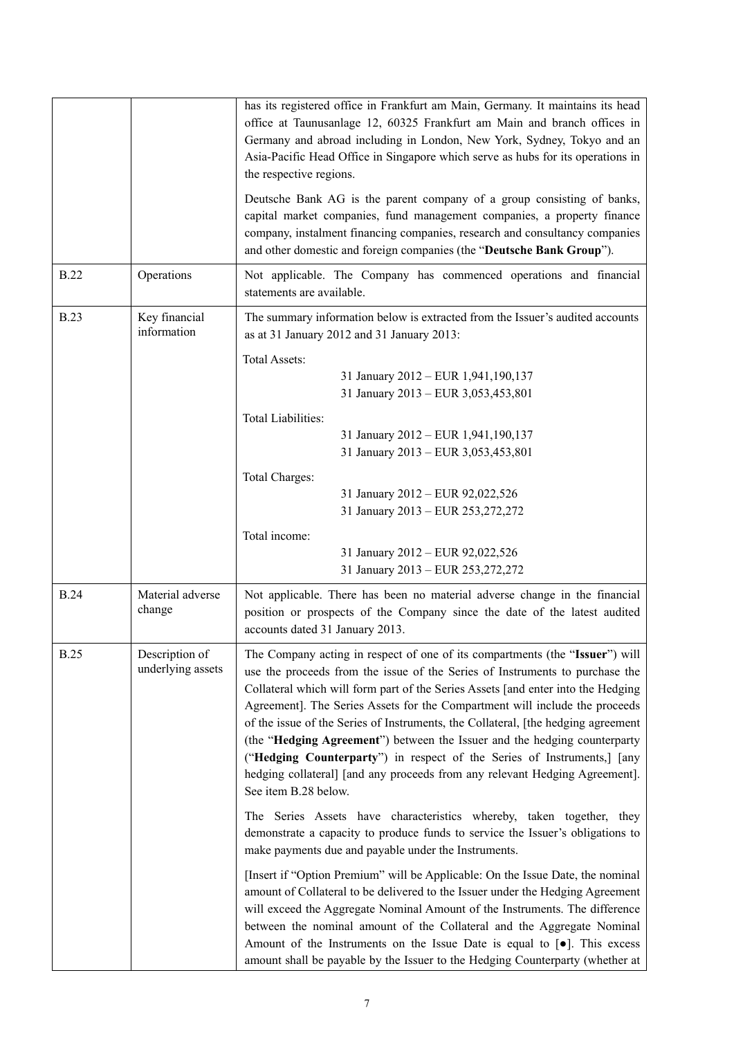| | | |
|---|---|---|
| | | has its registered office in Frankfurt am Main, Germany. It maintains its head office at Taunusanlage 12, 60325 Frankfurt am Main and branch offices in Germany and abroad including in London, New York, Sydney, Tokyo and an Asia-Pacific Head Office in Singapore which serve as hubs for its operations in the respective regions.<br><br>Deutsche Bank AG is the parent company of a group consisting of banks, capital market companies, fund management companies, a property finance company, instalment financing companies, research and consultancy companies and other domestic and foreign companies (the "**Deutsche Bank Group**"). |
| B.22 | Operations | Not applicable. The Company has commenced operations and financial statements are available. |
| B.23 | Key financial information | The summary information below is extracted from the Issuer's audited accounts as at 31 January 2012 and 31 January 2013:<br><br>Total Assets:<br>31 January 2012 – EUR 1,941,190,137<br>31 January 2013 – EUR 3,053,453,801<br><br>Total Liabilities:<br>31 January 2012 – EUR 1,941,190,137<br>31 January 2013 – EUR 3,053,453,801<br><br>Total Charges:<br>31 January 2012 – EUR 92,022,526<br>31 January 2013 – EUR 253,272,272<br><br>Total income:<br>31 January 2012 – EUR 92,022,526<br>31 January 2013 – EUR 253,272,272 |
| B.24 | Material adverse change | Not applicable. There has been no material adverse change in the financial position or prospects of the Company since the date of the latest audited accounts dated 31 January 2013. |
| B.25 | Description of underlying assets | The Company acting in respect of one of its compartments (the "**Issuer**") will use the proceeds from the issue of the Series of Instruments to purchase the Collateral which will form part of the Series Assets [and enter into the Hedging Agreement]. The Series Assets for the Compartment will include the proceeds of the issue of the Series of Instruments, the Collateral, [the hedging agreement (the "**Hedging Agreement**") between the Issuer and the hedging counterparty ("**Hedging Counterparty**") in respect of the Series of Instruments,] [any hedging collateral] [and any proceeds from any relevant Hedging Agreement]. See item B.28 below.<br><br>The Series Assets have characteristics whereby, taken together, they demonstrate a capacity to produce funds to service the Issuer's obligations to make payments due and payable under the Instruments.<br><br>[Insert if "Option Premium" will be Applicable: On the Issue Date, the nominal amount of Collateral to be delivered to the Issuer under the Hedging Agreement will exceed the Aggregate Nominal Amount of the Instruments. The difference between the nominal amount of the Collateral and the Aggregate Nominal Amount of the Instruments on the Issue Date is equal to [●]. This excess amount shall be payable by the Issuer to the Hedging Counterparty (whether at |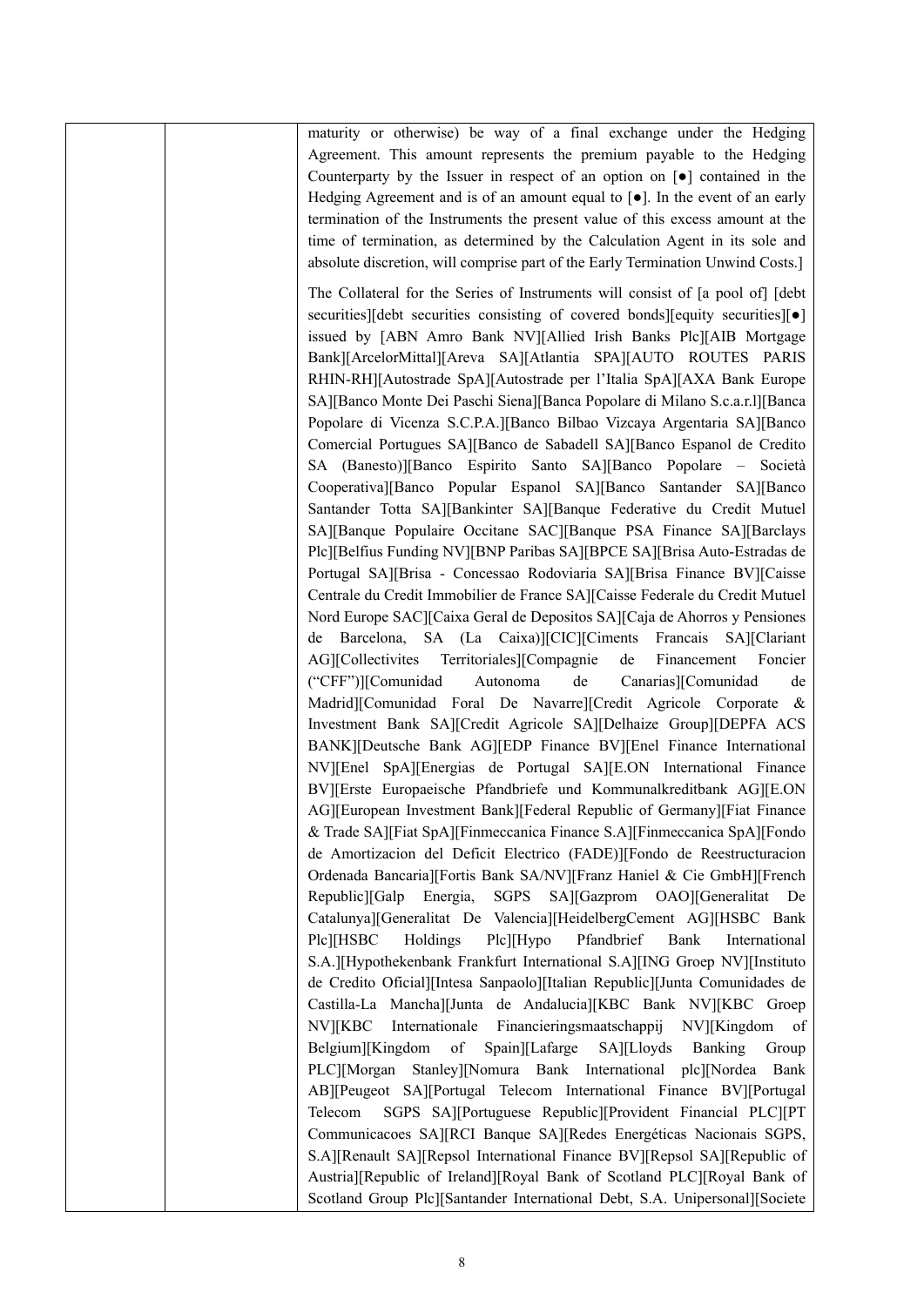| | | maturity or otherwise) be way of a final exchange under the Hedging Agreement. This amount represents the premium payable to the Hedging Counterparty by the Issuer in respect of an option on [●] contained in the Hedging Agreement and is of an amount equal to [●]. In the event of an early termination of the Instruments the present value of this excess amount at the time of termination, as determined by the Calculation Agent in its sole and absolute discretion, will comprise part of the Early Termination Unwind Costs.]<br><br>The Collateral for the Series of Instruments will consist of [a pool of] [debt securities][debt securities consisting of covered bonds][equity securities][●] issued by [ABN Amro Bank NV][Allied Irish Banks Plc][AIB Mortgage Bank][ArcelorMittal][Areva SA][Atlantia SPA][AUTO ROUTES PARIS RHIN-RH][Autostrade SpA][Autostrade per l'Italia SpA][AXA Bank Europe SA][Banco Monte Dei Paschi Siena][Banca Popolare di Milano S.c.a.r.l][Banca Popolare di Vicenza S.C.P.A.][Banco Bilbao Vizcaya Argentaria SA][Banco Comercial Portugues SA][Banco de Sabadell SA][Banco Espanol de Credito SA (Banesto)][Banco Espirito Santo SA][Banco Popolare – Società Cooperativa][Banco Popular Espanol SA][Banco Santander SA][Banco Santander Totta SA][Bankinter SA][Banque Federative du Credit Mutuel SA][Banque Populaire Occitane SAC][Banque PSA Finance SA][Barclays Plc][Belfius Funding NV][BNP Paribas SA][BPCE SA][Brisa Auto-Estradas de Portugal SA][Brisa - Concessao Rodoviaria SA][Brisa Finance BV][Caisse Centrale du Credit Immobilier de France SA][Caisse Federale du Credit Mutuel Nord Europe SAC][Caixa Geral de Depositos SA][Caja de Ahorros y Pensiones de Barcelona, SA (La Caixa)][CIC][Ciments Francais SA][Clariant AG][Collectivites Territoriales][Compagnie de Financement Foncier ("CFF")][Comunidad Autonoma de Canarias][Comunidad de Madrid][Comunidad Foral De Navarre][Credit Agricole Corporate & Investment Bank SA][Credit Agricole SA][Delhaize Group][DEPFA ACS BANK][Deutsche Bank AG][EDP Finance BV][Enel Finance International NV][Enel SpA][Energias de Portugal SA][E.ON International Finance BV][Erste Europaeische Pfandbriefe und Kommunalkreditbank AG][E.ON AG][European Investment Bank][Federal Republic of Germany][Fiat Finance & Trade SA][Fiat SpA][Finmeccanica Finance S.A][Finmeccanica SpA][Fondo de Amortizacion del Deficit Electrico (FADE)][Fondo de Reestructuracion Ordenada Bancaria][Fortis Bank SA/NV][Franz Haniel & Cie GmbH][French Republic][Galp Energia, SGPS SA][Gazprom OAO][Generalitat De Catalunya][Generalitat De Valencia][HeidelbergCement AG][HSBC Bank Plc][HSBC Holdings Plc][Hypo Pfandbrief Bank International S.A.][Hypothekenbank Frankfurt International S.A][ING Groep NV][Instituto de Credito Oficial][Intesa Sanpaolo][Italian Republic][Junta Comunidades de Castilla-La Mancha][Junta de Andalucia][KBC Bank NV][KBC Groep NV][KBC Internationale Financieringsmaatschappij NV][Kingdom of Belgium][Kingdom of Spain][Lafarge SA][Lloyds Banking Group PLC][Morgan Stanley][Nomura Bank International plc][Nordea Bank AB][Peugeot SA][Portugal Telecom International Finance BV][Portugal Telecom SGPS SA][Portuguese Republic][Provident Financial PLC][PT Communicacoes SA][RCI Banque SA][Redes Energéticas Nacionais SGPS, S.A][Renault SA][Repsol International Finance BV][Repsol SA][Republic of Austria][Republic of Ireland][Royal Bank of Scotland PLC][Royal Bank of Scotland Group Plc][Santander International Debt, S.A. Unipersonal][Societe |
|---|---|---|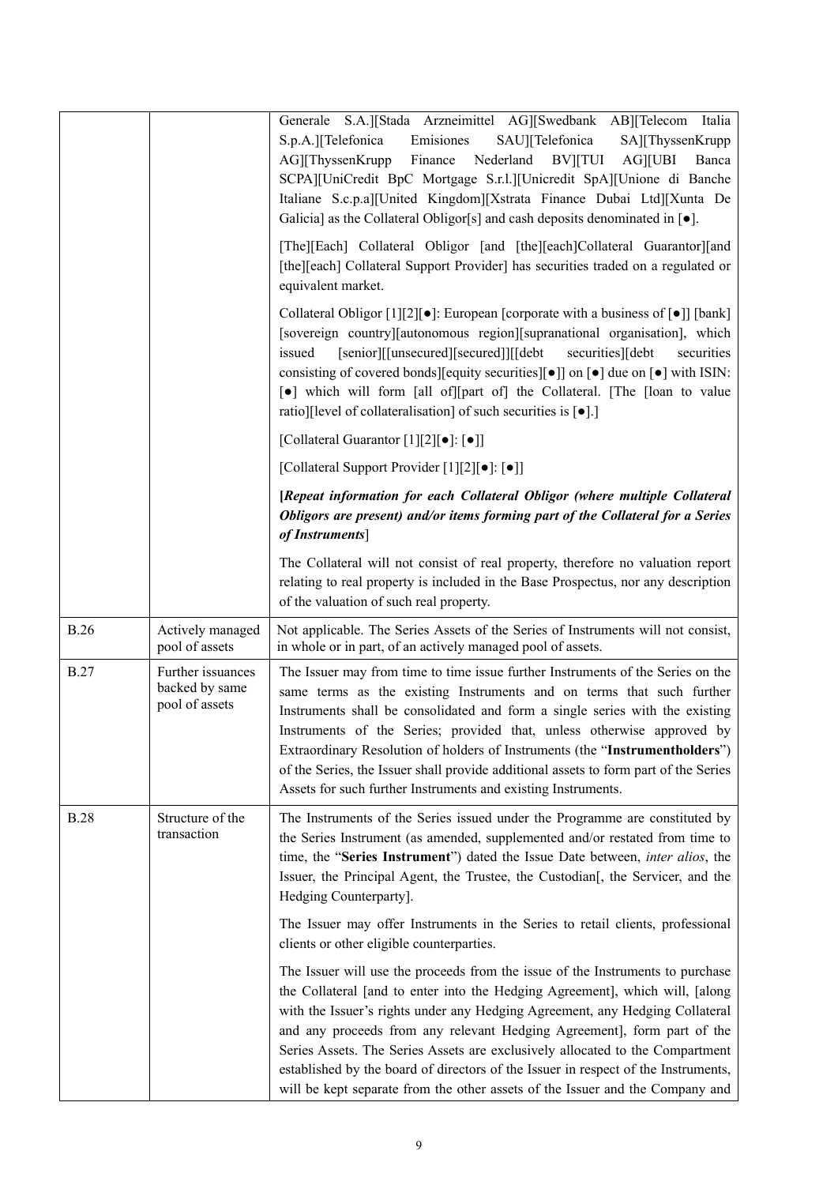| | | |
|---|---|---|
| | | Generale S.A.][Stada Arzneimittel AG][Swedbank AB][Telecom Italia S.p.A.][Telefonica Emisiones SAU][Telefonica SA][ThyssenKrupp AG][ThyssenKrupp Finance Nederland BV][TUI AG][UBI Banca SCPA][UniCredit BpC Mortgage S.r.l.][Unicredit SpA][Unione di Banche Italiane S.c.p.a][United Kingdom][Xstrata Finance Dubai Ltd][Xunta De Galicia] as the Collateral Obligor[s] and cash deposits denominated in [●].<br><br>[The][Each] Collateral Obligor [and [the][each]Collateral Guarantor][and [the][each] Collateral Support Provider] has securities traded on a regulated or equivalent market.<br><br>Collateral Obligor [1][2][●]: European [corporate with a business of [●]] [bank] [sovereign country][autonomous region][supranational organisation], which issued [senior][[unsecured][secured]][[debt securities][debt securities consisting of covered bonds][equity securities][●]] on [●] due on [●] with ISIN: [●] which will form [all of][part of] the Collateral. [The [loan to value ratio][level of collateralisation] of such securities is [●].]<br><br>[Collateral Guarantor [1][2][●]: [●]]<br><br>[Collateral Support Provider [1][2][●]: [●]]<br><br>***[Repeat information for each Collateral Obligor (where multiple Collateral Obligors are present) and/or items forming part of the Collateral for a Series of Instruments]***<br><br>The Collateral will not consist of real property, therefore no valuation report relating to real property is included in the Base Prospectus, nor any description of the valuation of such real property. |
| B.26 | Actively managed pool of assets | Not applicable. The Series Assets of the Series of Instruments will not consist, in whole or in part, of an actively managed pool of assets. |
| B.27 | Further issuances backed by same pool of assets | The Issuer may from time to time issue further Instruments of the Series on the same terms as the existing Instruments and on terms that such further Instruments shall be consolidated and form a single series with the existing Instruments of the Series; provided that, unless otherwise approved by Extraordinary Resolution of holders of Instruments (the "**Instrumentholders**") of the Series, the Issuer shall provide additional assets to form part of the Series Assets for such further Instruments and existing Instruments. |
| B.28 | Structure of the transaction | The Instruments of the Series issued under the Programme are constituted by the Series Instrument (as amended, supplemented and/or restated from time to time, the "**Series Instrument**") dated the Issue Date between, *inter alios*, the Issuer, the Principal Agent, the Trustee, the Custodian[, the Servicer, and the Hedging Counterparty].<br><br>The Issuer may offer Instruments in the Series to retail clients, professional clients or other eligible counterparties.<br><br>The Issuer will use the proceeds from the issue of the Instruments to purchase the Collateral [and to enter into the Hedging Agreement], which will, [along with the Issuer's rights under any Hedging Agreement, any Hedging Collateral and any proceeds from any relevant Hedging Agreement], form part of the Series Assets. The Series Assets are exclusively allocated to the Compartment established by the board of directors of the Issuer in respect of the Instruments, will be kept separate from the other assets of the Issuer and the Company and |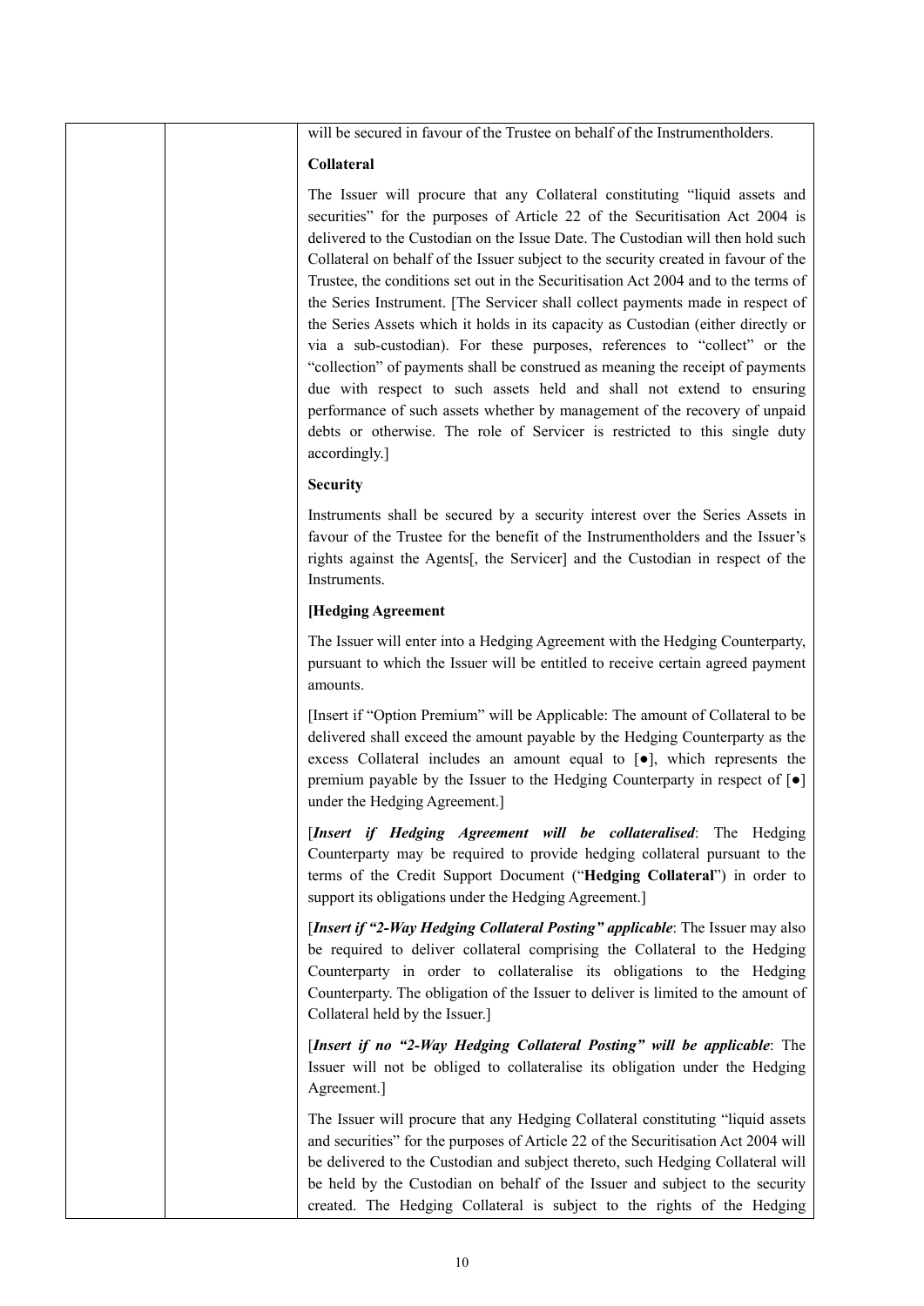will be secured in favour of the Trustee on behalf of the Instrumentholders.

**Collateral**

The Issuer will procure that any Collateral constituting "liquid assets and securities" for the purposes of Article 22 of the Securitisation Act 2004 is delivered to the Custodian on the Issue Date. The Custodian will then hold such Collateral on behalf of the Issuer subject to the security created in favour of the Trustee, the conditions set out in the Securitisation Act 2004 and to the terms of the Series Instrument. [The Servicer shall collect payments made in respect of the Series Assets which it holds in its capacity as Custodian (either directly or via a sub-custodian). For these purposes, references to "collect" or the "collection" of payments shall be construed as meaning the receipt of payments due with respect to such assets held and shall not extend to ensuring performance of such assets whether by management of the recovery of unpaid debts or otherwise. The role of Servicer is restricted to this single duty accordingly.]

**Security**

Instruments shall be secured by a security interest over the Series Assets in favour of the Trustee for the benefit of the Instrumentholders and the Issuer's rights against the Agents[, the Servicer] and the Custodian in respect of the Instruments.

**[Hedging Agreement**

The Issuer will enter into a Hedging Agreement with the Hedging Counterparty, pursuant to which the Issuer will be entitled to receive certain agreed payment amounts.

[Insert if "Option Premium" will be Applicable: The amount of Collateral to be delivered shall exceed the amount payable by the Hedging Counterparty as the excess Collateral includes an amount equal to [●], which represents the premium payable by the Issuer to the Hedging Counterparty in respect of [●] under the Hedging Agreement.]

[***Insert if Hedging Agreement will be collateralised***: The Hedging Counterparty may be required to provide hedging collateral pursuant to the terms of the Credit Support Document ("**Hedging Collateral**") in order to support its obligations under the Hedging Agreement.]

[***Insert if "2-Way Hedging Collateral Posting" applicable***: The Issuer may also be required to deliver collateral comprising the Collateral to the Hedging Counterparty in order to collateralise its obligations to the Hedging Counterparty. The obligation of the Issuer to deliver is limited to the amount of Collateral held by the Issuer.]

[***Insert if no "2-Way Hedging Collateral Posting" will be applicable***: The Issuer will not be obliged to collateralise its obligation under the Hedging Agreement.]

The Issuer will procure that any Hedging Collateral constituting "liquid assets and securities" for the purposes of Article 22 of the Securitisation Act 2004 will be delivered to the Custodian and subject thereto, such Hedging Collateral will be held by the Custodian on behalf of the Issuer and subject to the security created. The Hedging Collateral is subject to the rights of the Hedging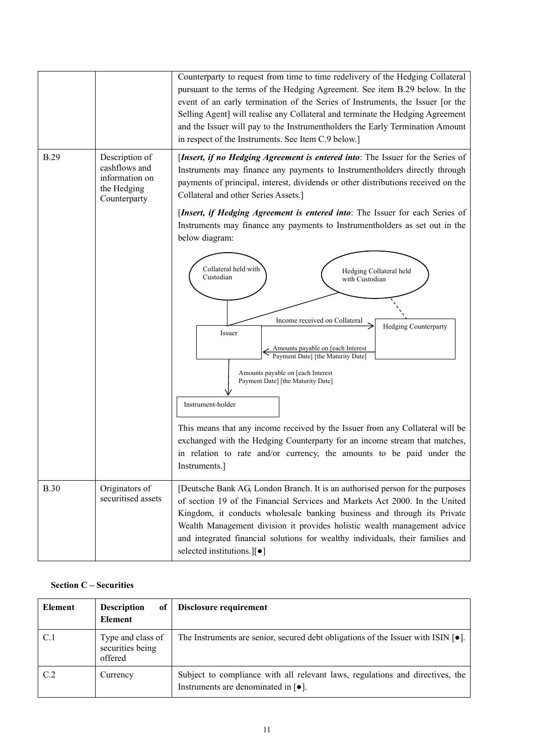| | | |
|---|---|---|
| | | Counterparty to request from time to time redelivery of the Hedging Collateral pursuant to the terms of the Hedging Agreement. See item B.29 below. In the event of an early termination of the Series of Instruments, the Issuer [or the Selling Agent] will realise any Collateral and terminate the Hedging Agreement and the Issuer will pay to the Instrumentholders the Early Termination Amount in respect of the Instruments. See Item C.9 below.] |
| B.29 | Description of cashflows and information on the Hedging Counterparty | [***Insert, if no Hedging Agreement is entered into***: The Issuer for the Series of Instruments may finance any payments to Instrumentholders directly through payments of principal, interest, dividends or other distributions received on the Collateral and other Series Assets.]<br><br>[***Insert, if Hedging Agreement is entered into***: The Issuer for each Series of Instruments may finance any payments to Instrumentholders as set out in the below diagram:<br><br>Collateral held with Custodian<br>Hedging Collateral held with Custodian<br>Issuer<br>Income received on Collateral<br>Hedging Counterparty<br>Amounts payable on [each Interest Payment Date] [the Maturity Date]<br>Amounts payable on [each Interest Payment Date] [the Maturity Date]<br>Instrument-holder<br><br>This means that any income received by the Issuer from any Collateral will be exchanged with the Hedging Counterparty for an income stream that matches, in relation to rate and/or currency, the amounts to be paid under the Instruments.] |
| B.30 | Originators of securitised assets | [Deutsche Bank AG, London Branch. It is an authorised person for the purposes of section 19 of the Financial Services and Markets Act 2000. In the United Kingdom, it conducts wholesale banking business and through its Private Wealth Management division it provides holistic wealth management advice and integrated financial solutions for wealthy individuals, their families and selected institutions.][●] |

## Section C – Securities

| Element | Description of Element | Disclosure requirement |
|---|---|---|
| C.1 | Type and class of securities being offered | The Instruments are senior, secured debt obligations of the Issuer with ISIN [●]. |
| C.2 | Currency | Subject to compliance with all relevant laws, regulations and directives, the Instruments are denominated in [●]. |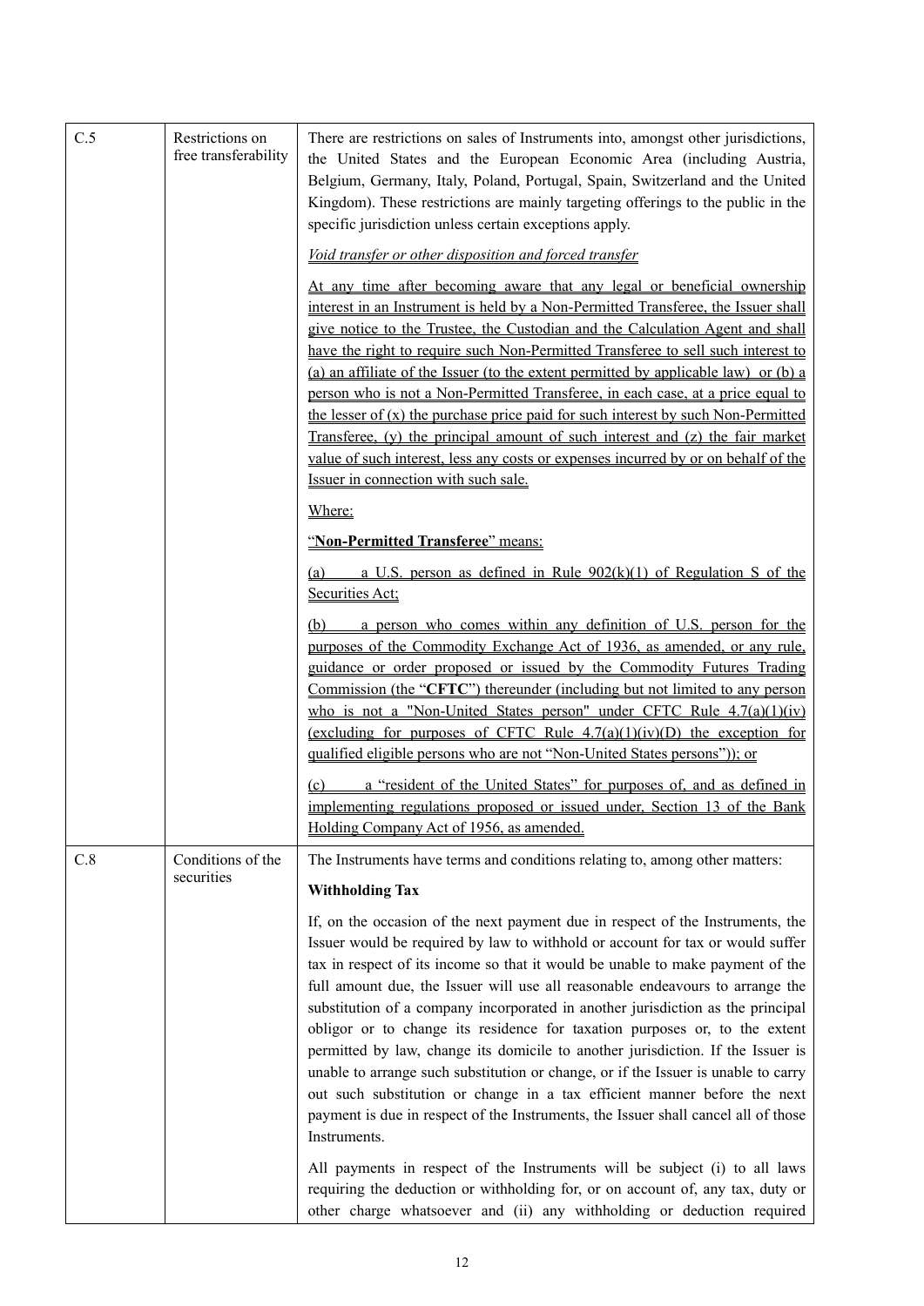| | | |
|---|---|---|
| C.5 | Restrictions on free transferability | There are restrictions on sales of Instruments into, amongst other jurisdictions, the United States and the European Economic Area (including Austria, Belgium, Germany, Italy, Poland, Portugal, Spain, Switzerland and the United Kingdom). These restrictions are mainly targeting offerings to the public in the specific jurisdiction unless certain exceptions apply.<br><br>*Void transfer or other disposition and forced transfer*<br><br>At any time after becoming aware that any legal or beneficial ownership interest in an Instrument is held by a Non-Permitted Transferee, the Issuer shall give notice to the Trustee, the Custodian and the Calculation Agent and shall have the right to require such Non-Permitted Transferee to sell such interest to (a) an affiliate of the Issuer (to the extent permitted by applicable law) or (b) a person who is not a Non-Permitted Transferee, in each case, at a price equal to the lesser of (x) the purchase price paid for such interest by such Non-Permitted Transferee, (y) the principal amount of such interest and (z) the fair market value of such interest, less any costs or expenses incurred by or on behalf of the Issuer in connection with such sale.<br><br>Where:<br><br>"**Non-Permitted Transferee**" means:<br><br>(a) a U.S. person as defined in Rule 902(k)(1) of Regulation S of the Securities Act;<br><br>(b) a person who comes within any definition of U.S. person for the purposes of the Commodity Exchange Act of 1936, as amended, or any rule, guidance or order proposed or issued by the Commodity Futures Trading Commission (the "**CFTC**") thereunder (including but not limited to any person who is not a "Non-United States person" under CFTC Rule 4.7(a)(1)(iv) (excluding for purposes of CFTC Rule 4.7(a)(1)(iv)(D) the exception for qualified eligible persons who are not "Non-United States persons")); or<br><br>(c) a "resident of the United States" for purposes of, and as defined in implementing regulations proposed or issued under, Section 13 of the Bank Holding Company Act of 1956, as amended. |
| C.8 | Conditions of the securities | The Instruments have terms and conditions relating to, among other matters:<br><br>**Withholding Tax**<br><br>If, on the occasion of the next payment due in respect of the Instruments, the Issuer would be required by law to withhold or account for tax or would suffer tax in respect of its income so that it would be unable to make payment of the full amount due, the Issuer will use all reasonable endeavours to arrange the substitution of a company incorporated in another jurisdiction as the principal obligor or to change its residence for taxation purposes or, to the extent permitted by law, change its domicile to another jurisdiction. If the Issuer is unable to arrange such substitution or change, or if the Issuer is unable to carry out such substitution or change in a tax efficient manner before the next payment is due in respect of the Instruments, the Issuer shall cancel all of those Instruments.<br><br>All payments in respect of the Instruments will be subject (i) to all laws requiring the deduction or withholding for, or on account of, any tax, duty or other charge whatsoever and (ii) any withholding or deduction required |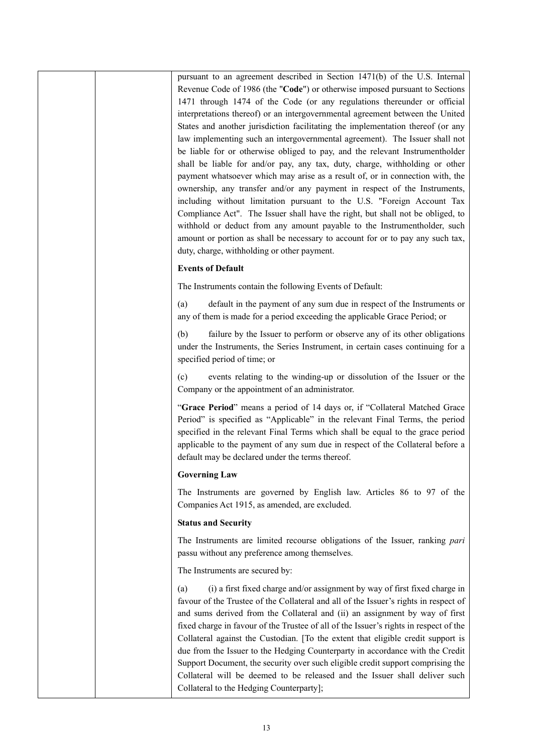| | | pursuant to an agreement described in Section 1471(b) of the U.S. Internal Revenue Code of 1986 (the "**Code**") or otherwise imposed pursuant to Sections 1471 through 1474 of the Code (or any regulations thereunder or official interpretations thereof) or an intergovernmental agreement between the United States and another jurisdiction facilitating the implementation thereof (or any law implementing such an intergovernmental agreement). The Issuer shall not be liable for or otherwise obliged to pay, and the relevant Instrumentholder shall be liable for and/or pay, any tax, duty, charge, withholding or other payment whatsoever which may arise as a result of, or in connection with, the ownership, any transfer and/or any payment in respect of the Instruments, including without limitation pursuant to the U.S. "Foreign Account Tax Compliance Act". The Issuer shall have the right, but shall not be obliged, to withhold or deduct from any amount payable to the Instrumentholder, such amount or portion as shall be necessary to account for or to pay any such tax, duty, charge, withholding or other payment.<br><br>**Events of Default**<br><br>The Instruments contain the following Events of Default:<br><br>(a) default in the payment of any sum due in respect of the Instruments or any of them is made for a period exceeding the applicable Grace Period; or<br><br>(b) failure by the Issuer to perform or observe any of its other obligations under the Instruments, the Series Instrument, in certain cases continuing for a specified period of time; or<br><br>(c) events relating to the winding-up or dissolution of the Issuer or the Company or the appointment of an administrator.<br><br>"**Grace Period**" means a period of 14 days or, if "Collateral Matched Grace Period" is specified as "Applicable" in the relevant Final Terms, the period specified in the relevant Final Terms which shall be equal to the grace period applicable to the payment of any sum due in respect of the Collateral before a default may be declared under the terms thereof.<br><br>**Governing Law**<br><br>The Instruments are governed by English law. Articles 86 to 97 of the Companies Act 1915, as amended, are excluded.<br><br>**Status and Security**<br><br>The Instruments are limited recourse obligations of the Issuer, ranking *pari* passu without any preference among themselves.<br><br>The Instruments are secured by:<br><br>(a) (i) a first fixed charge and/or assignment by way of first fixed charge in favour of the Trustee of the Collateral and all of the Issuer's rights in respect of and sums derived from the Collateral and (ii) an assignment by way of first fixed charge in favour of the Trustee of all of the Issuer's rights in respect of the Collateral against the Custodian. [To the extent that eligible credit support is due from the Issuer to the Hedging Counterparty in accordance with the Credit Support Document, the security over such eligible credit support comprising the Collateral will be deemed to be released and the Issuer shall deliver such Collateral to the Hedging Counterparty]; |
|---|---|---|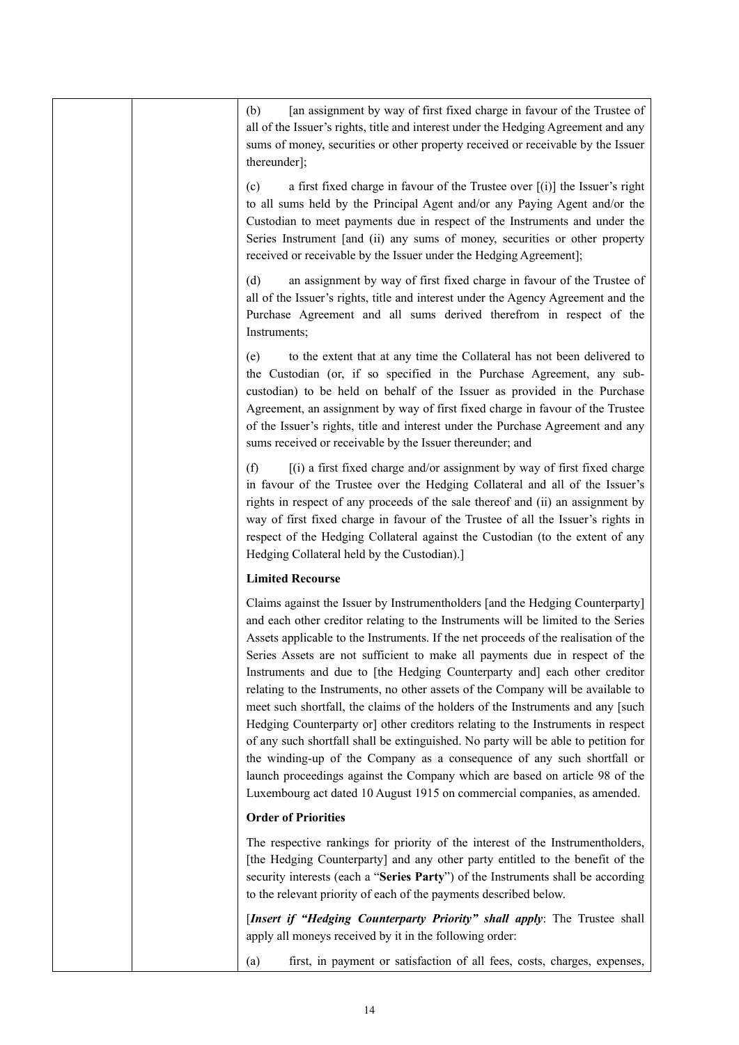(b) [an assignment by way of first fixed charge in favour of the Trustee of all of the Issuer's rights, title and interest under the Hedging Agreement and any sums of money, securities or other property received or receivable by the Issuer thereunder];

(c) a first fixed charge in favour of the Trustee over [(i)] the Issuer's right to all sums held by the Principal Agent and/or any Paying Agent and/or the Custodian to meet payments due in respect of the Instruments and under the Series Instrument [and (ii) any sums of money, securities or other property received or receivable by the Issuer under the Hedging Agreement];

(d) an assignment by way of first fixed charge in favour of the Trustee of all of the Issuer's rights, title and interest under the Agency Agreement and the Purchase Agreement and all sums derived therefrom in respect of the Instruments;

(e) to the extent that at any time the Collateral has not been delivered to the Custodian (or, if so specified in the Purchase Agreement, any sub-custodian) to be held on behalf of the Issuer as provided in the Purchase Agreement, an assignment by way of first fixed charge in favour of the Trustee of the Issuer's rights, title and interest under the Purchase Agreement and any sums received or receivable by the Issuer thereunder; and

(f) [(i) a first fixed charge and/or assignment by way of first fixed charge in favour of the Trustee over the Hedging Collateral and all of the Issuer's rights in respect of any proceeds of the sale thereof and (ii) an assignment by way of first fixed charge in favour of the Trustee of all the Issuer's rights in respect of the Hedging Collateral against the Custodian (to the extent of any Hedging Collateral held by the Custodian).]

**Limited Recourse**

Claims against the Issuer by Instrumentholders [and the Hedging Counterparty] and each other creditor relating to the Instruments will be limited to the Series Assets applicable to the Instruments. If the net proceeds of the realisation of the Series Assets are not sufficient to make all payments due in respect of the Instruments and due to [the Hedging Counterparty and] each other creditor relating to the Instruments, no other assets of the Company will be available to meet such shortfall, the claims of the holders of the Instruments and any [such Hedging Counterparty or] other creditors relating to the Instruments in respect of any such shortfall shall be extinguished. No party will be able to petition for the winding-up of the Company as a consequence of any such shortfall or launch proceedings against the Company which are based on article 98 of the Luxembourg act dated 10 August 1915 on commercial companies, as amended.

**Order of Priorities**

The respective rankings for priority of the interest of the Instrumentholders, [the Hedging Counterparty] and any other party entitled to the benefit of the security interests (each a "**Series Party**") of the Instruments shall be according to the relevant priority of each of the payments described below.

[***Insert if "Hedging Counterparty Priority" shall apply***: The Trustee shall apply all moneys received by it in the following order:

(a) first, in payment or satisfaction of all fees, costs, charges, expenses,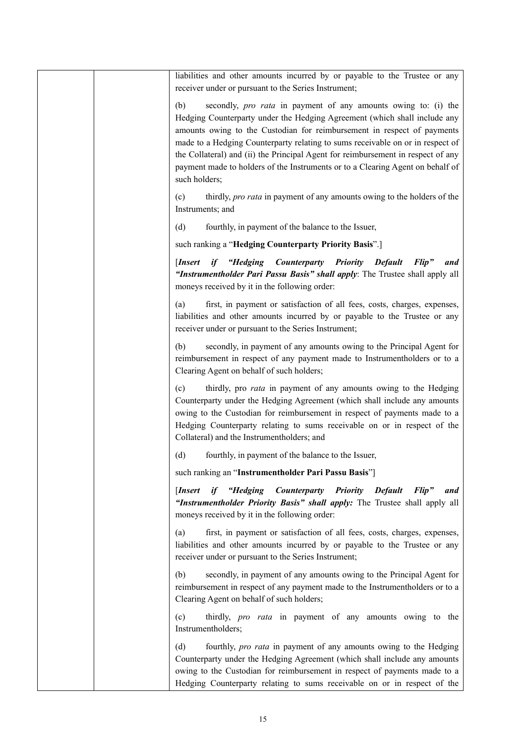| | | liabilities and other amounts incurred by or payable to the Trustee or any receiver under or pursuant to the Series Instrument;<br><br>(b) secondly, *pro rata* in payment of any amounts owing to: (i) the Hedging Counterparty under the Hedging Agreement (which shall include any amounts owing to the Custodian for reimbursement in respect of payments made to a Hedging Counterparty relating to sums receivable on or in respect of the Collateral) and (ii) the Principal Agent for reimbursement in respect of any payment made to holders of the Instruments or to a Clearing Agent on behalf of such holders;<br><br>(c) thirdly, *pro rata* in payment of any amounts owing to the holders of the Instruments; and<br><br>(d) fourthly, in payment of the balance to the Issuer,<br><br>such ranking a "**Hedging Counterparty Priority Basis**".]<br><br>[***Insert if "Hedging Counterparty Priority Default Flip" and "Instrumentholder Pari Passu Basis" shall apply***: The Trustee shall apply all moneys received by it in the following order:<br><br>(a) first, in payment or satisfaction of all fees, costs, charges, expenses, liabilities and other amounts incurred by or payable to the Trustee or any receiver under or pursuant to the Series Instrument;<br><br>(b) secondly, in payment of any amounts owing to the Principal Agent for reimbursement in respect of any payment made to Instrumentholders or to a Clearing Agent on behalf of such holders;<br><br>(c) thirdly, pro *rata* in payment of any amounts owing to the Hedging Counterparty under the Hedging Agreement (which shall include any amounts owing to the Custodian for reimbursement in respect of payments made to a Hedging Counterparty relating to sums receivable on or in respect of the Collateral) and the Instrumentholders; and<br><br>(d) fourthly, in payment of the balance to the Issuer,<br><br>such ranking an "**Instrumentholder Pari Passu Basis**"]<br><br>[***Insert if "Hedging Counterparty Priority Default Flip" and "Instrumentholder Priority Basis" shall apply:*** The Trustee shall apply all moneys received by it in the following order:<br><br>(a) first, in payment or satisfaction of all fees, costs, charges, expenses, liabilities and other amounts incurred by or payable to the Trustee or any receiver under or pursuant to the Series Instrument;<br><br>(b) secondly, in payment of any amounts owing to the Principal Agent for reimbursement in respect of any payment made to the Instrumentholders or to a Clearing Agent on behalf of such holders;<br><br>(c) thirdly, *pro rata* in payment of any amounts owing to the Instrumentholders;<br><br>(d) fourthly, *pro rata* in payment of any amounts owing to the Hedging Counterparty under the Hedging Agreement (which shall include any amounts owing to the Custodian for reimbursement in respect of payments made to a Hedging Counterparty relating to sums receivable on or in respect of the |
|---|---|---|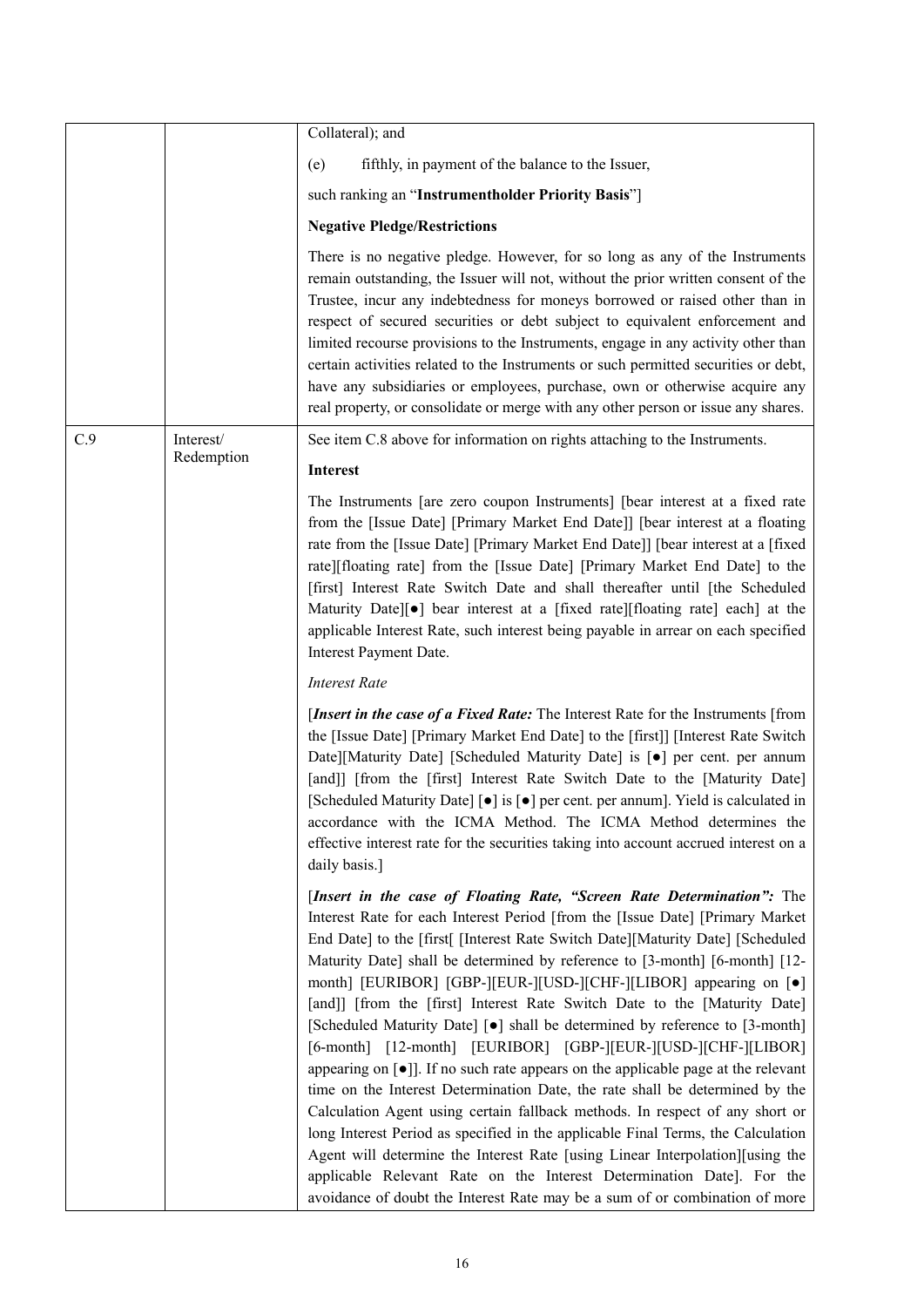| | | |
|---|---|---|
| | | Collateral); and<br><br>(e) fifthly, in payment of the balance to the Issuer,<br><br>such ranking an "**Instrumentholder Priority Basis**"]<br><br>**Negative Pledge/Restrictions**<br><br>There is no negative pledge. However, for so long as any of the Instruments remain outstanding, the Issuer will not, without the prior written consent of the Trustee, incur any indebtedness for moneys borrowed or raised other than in respect of secured securities or debt subject to equivalent enforcement and limited recourse provisions to the Instruments, engage in any activity other than certain activities related to the Instruments or such permitted securities or debt, have any subsidiaries or employees, purchase, own or otherwise acquire any real property, or consolidate or merge with any other person or issue any shares. |
| C.9 | Interest/ Redemption | See item C.8 above for information on rights attaching to the Instruments.<br><br>**Interest**<br><br>The Instruments [are zero coupon Instruments] [bear interest at a fixed rate from the [Issue Date] [Primary Market End Date]] [bear interest at a floating rate from the [Issue Date] [Primary Market End Date]] [bear interest at a [fixed rate][floating rate] from the [Issue Date] [Primary Market End Date] to the [first] Interest Rate Switch Date and shall thereafter until [the Scheduled Maturity Date][●] bear interest at a [fixed rate][floating rate] each] at the applicable Interest Rate, such interest being payable in arrear on each specified Interest Payment Date.<br><br>*Interest Rate*<br><br>[***Insert in the case of a Fixed Rate:*** The Interest Rate for the Instruments [from the [Issue Date] [Primary Market End Date] to the [first]] [Interest Rate Switch Date][Maturity Date] [Scheduled Maturity Date] is [●] per cent. per annum [and]] [from the [first] Interest Rate Switch Date to the [Maturity Date] [Scheduled Maturity Date] [●] is [●] per cent. per annum]. Yield is calculated in accordance with the ICMA Method. The ICMA Method determines the effective interest rate for the securities taking into account accrued interest on a daily basis.]<br><br>[***Insert in the case of Floating Rate, "Screen Rate Determination":*** The Interest Rate for each Interest Period [from the [Issue Date] [Primary Market End Date] to the [first[ [Interest Rate Switch Date][Maturity Date] [Scheduled Maturity Date] shall be determined by reference to [3-month] [6-month] [12-month] [EURIBOR] [GBP-][EUR-][USD-][CHF-][LIBOR] appearing on [●] [and]] [from the [first] Interest Rate Switch Date to the [Maturity Date] [Scheduled Maturity Date] [●] shall be determined by reference to [3-month] [6-month] [12-month] [EURIBOR] [GBP-][EUR-][USD-][CHF-][LIBOR] appearing on [●]]. If no such rate appears on the applicable page at the relevant time on the Interest Determination Date, the rate shall be determined by the Calculation Agent using certain fallback methods. In respect of any short or long Interest Period as specified in the applicable Final Terms, the Calculation Agent will determine the Interest Rate [using Linear Interpolation][using the applicable Relevant Rate on the Interest Determination Date]. For the avoidance of doubt the Interest Rate may be a sum of or combination of more |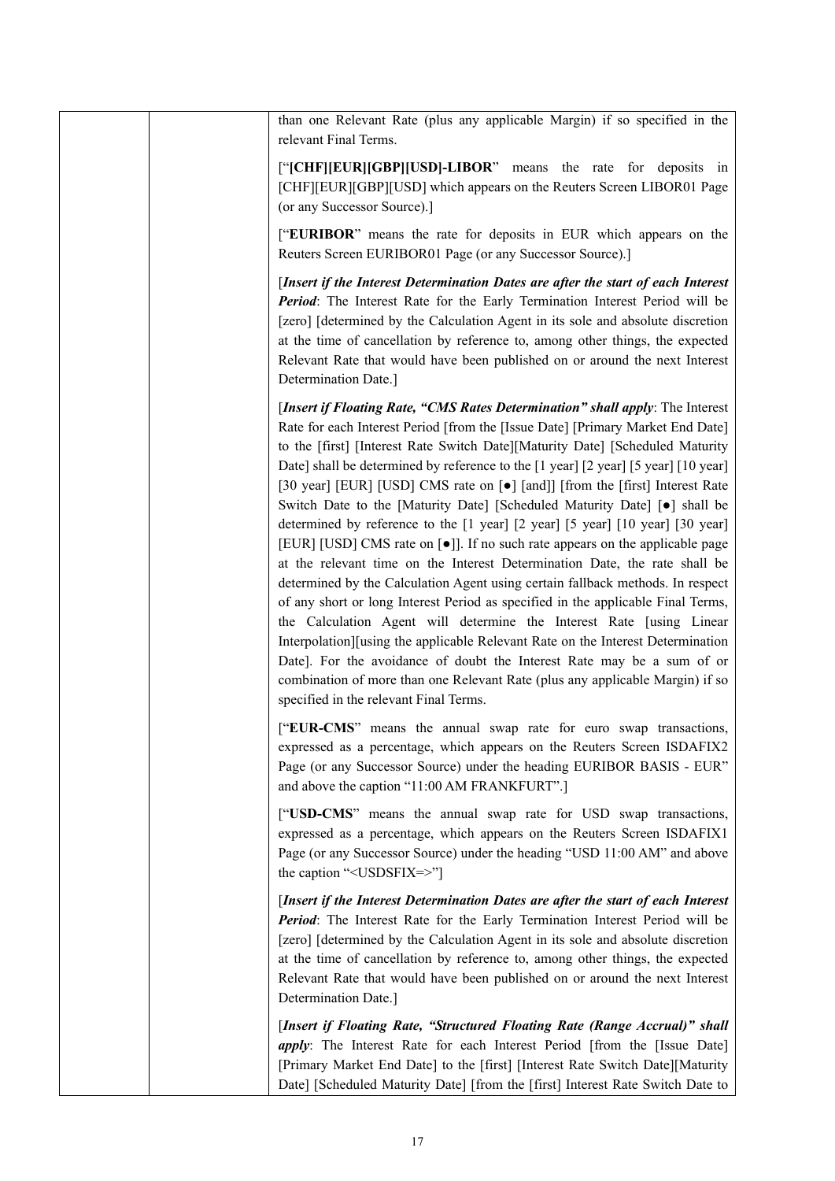| | | than one Relevant Rate (plus any applicable Margin) if so specified in the relevant Final Terms.<br><br>["**[CHF][EUR][GBP][USD]-LIBOR**" means the rate for deposits in [CHF][EUR][GBP][USD] which appears on the Reuters Screen LIBOR01 Page (or any Successor Source).]<br><br>["**EURIBOR**" means the rate for deposits in EUR which appears on the Reuters Screen EURIBOR01 Page (or any Successor Source).]<br><br>[***Insert if the Interest Determination Dates are after the start of each Interest Period***: The Interest Rate for the Early Termination Interest Period will be [zero] [determined by the Calculation Agent in its sole and absolute discretion at the time of cancellation by reference to, among other things, the expected Relevant Rate that would have been published on or around the next Interest Determination Date.]<br><br>[***Insert if Floating Rate, "CMS Rates Determination" shall apply***: The Interest Rate for each Interest Period [from the [Issue Date] [Primary Market End Date] to the [first] [Interest Rate Switch Date][Maturity Date] [Scheduled Maturity Date] shall be determined by reference to the [1 year] [2 year] [5 year] [10 year] [30 year] [EUR] [USD] CMS rate on [●] [and]] [from the [first] Interest Rate Switch Date to the [Maturity Date] [Scheduled Maturity Date] [●] shall be determined by reference to the [1 year] [2 year] [5 year] [10 year] [30 year] [EUR] [USD] CMS rate on [●]]. If no such rate appears on the applicable page at the relevant time on the Interest Determination Date, the rate shall be determined by the Calculation Agent using certain fallback methods. In respect of any short or long Interest Period as specified in the applicable Final Terms, the Calculation Agent will determine the Interest Rate [using Linear Interpolation][using the applicable Relevant Rate on the Interest Determination Date]. For the avoidance of doubt the Interest Rate may be a sum of or combination of more than one Relevant Rate (plus any applicable Margin) if so specified in the relevant Final Terms.<br><br>["**EUR-CMS**" means the annual swap rate for euro swap transactions, expressed as a percentage, which appears on the Reuters Screen ISDAFIX2 Page (or any Successor Source) under the heading EURIBOR BASIS - EUR" and above the caption "11:00 AM FRANKFURT".]<br><br>["**USD-CMS**" means the annual swap rate for USD swap transactions, expressed as a percentage, which appears on the Reuters Screen ISDAFIX1 Page (or any Successor Source) under the heading "USD 11:00 AM" and above the caption "<USDSFIX=>"]<br><br>[***Insert if the Interest Determination Dates are after the start of each Interest Period***: The Interest Rate for the Early Termination Interest Period will be [zero] [determined by the Calculation Agent in its sole and absolute discretion at the time of cancellation by reference to, among other things, the expected Relevant Rate that would have been published on or around the next Interest Determination Date.]<br><br>[***Insert if Floating Rate, "Structured Floating Rate (Range Accrual)" shall apply***: The Interest Rate for each Interest Period [from the [Issue Date] [Primary Market End Date] to the [first] [Interest Rate Switch Date][Maturity Date] [Scheduled Maturity Date] [from the [first] Interest Rate Switch Date to |
|---|---|---|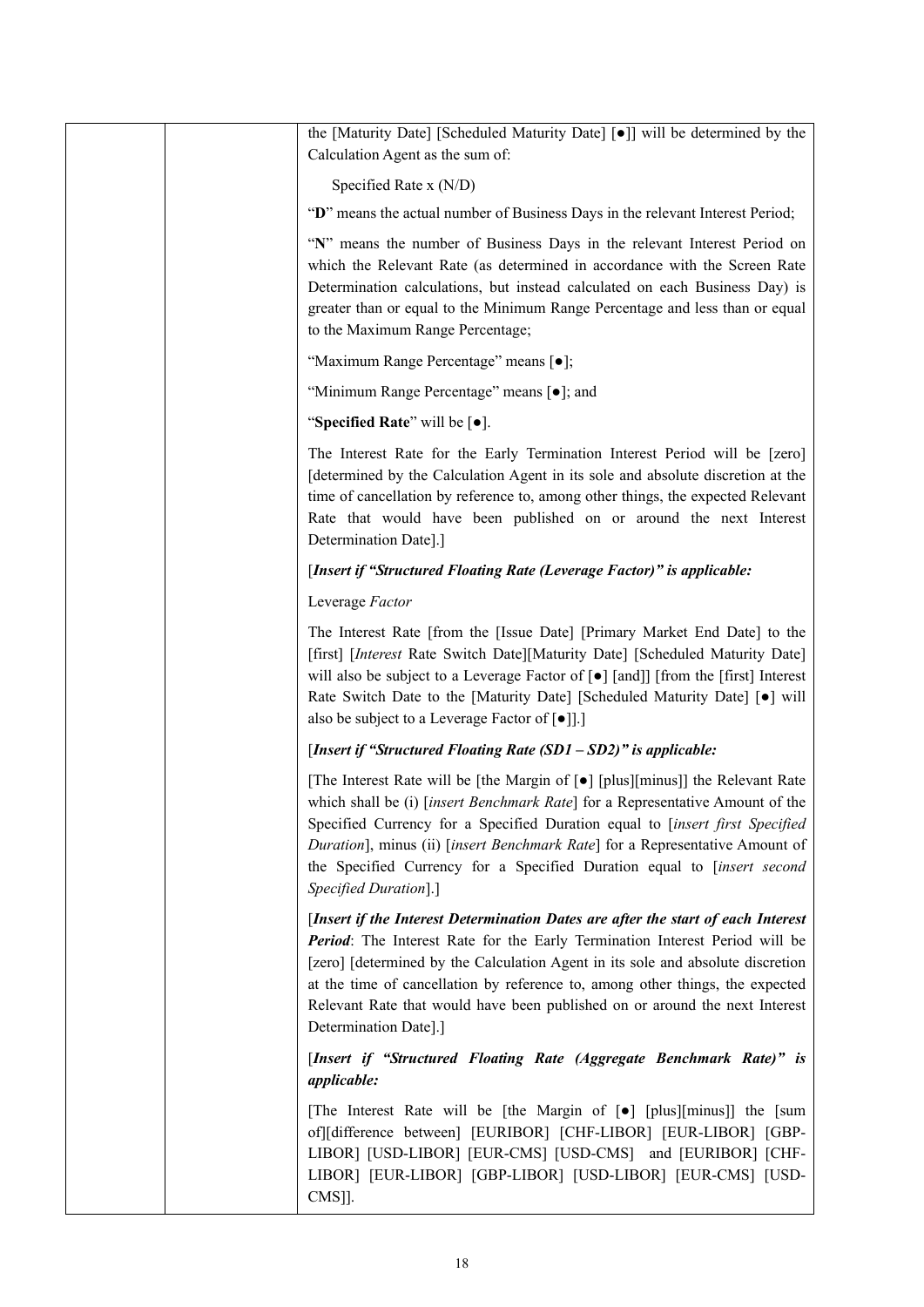| | | the [Maturity Date] [Scheduled Maturity Date] [●]] will be determined by the Calculation Agent as the sum of:<br><br>Specified Rate x (N/D)<br><br>"**D**" means the actual number of Business Days in the relevant Interest Period;<br><br>"**N**" means the number of Business Days in the relevant Interest Period on which the Relevant Rate (as determined in accordance with the Screen Rate Determination calculations, but instead calculated on each Business Day) is greater than or equal to the Minimum Range Percentage and less than or equal to the Maximum Range Percentage;<br><br>"Maximum Range Percentage" means [●];<br><br>"Minimum Range Percentage" means [●]; and<br><br>"**Specified Rate**" will be [●].<br><br>The Interest Rate for the Early Termination Interest Period will be [zero] [determined by the Calculation Agent in its sole and absolute discretion at the time of cancellation by reference to, among other things, the expected Relevant Rate that would have been published on or around the next Interest Determination Date].]<br><br>[***Insert if "Structured Floating Rate (Leverage Factor)" is applicable:***<br><br>Leverage *Factor*<br><br>The Interest Rate [from the [Issue Date] [Primary Market End Date] to the [first] [*Interest* Rate Switch Date][Maturity Date] [Scheduled Maturity Date] will also be subject to a Leverage Factor of [●] [and]] [from the [first] Interest Rate Switch Date to the [Maturity Date] [Scheduled Maturity Date] [●] will also be subject to a Leverage Factor of [●]].]<br><br>[***Insert if "Structured Floating Rate (SD1 – SD2)" is applicable:***<br><br>[The Interest Rate will be [the Margin of [●] [plus][minus]] the Relevant Rate which shall be (i) [*insert Benchmark Rate*] for a Representative Amount of the Specified Currency for a Specified Duration equal to [*insert first Specified Duration*], minus (ii) [*insert Benchmark Rate*] for a Representative Amount of the Specified Currency for a Specified Duration equal to [*insert second Specified Duration*].]<br><br>[***Insert if the Interest Determination Dates are after the start of each Interest Period***: The Interest Rate for the Early Termination Interest Period will be [zero] [determined by the Calculation Agent in its sole and absolute discretion at the time of cancellation by reference to, among other things, the expected Relevant Rate that would have been published on or around the next Interest Determination Date].]<br><br>[***Insert if "Structured Floating Rate (Aggregate Benchmark Rate)" is applicable:***<br><br>[The Interest Rate will be [the Margin of [●] [plus][minus]] the [sum of][difference between] [EURIBOR] [CHF-LIBOR] [EUR-LIBOR] [GBP-LIBOR] [USD-LIBOR] [EUR-CMS] [USD-CMS] and [EURIBOR] [CHF-LIBOR] [EUR-LIBOR] [GBP-LIBOR] [USD-LIBOR] [EUR-CMS] [USD-CMS]]. |
|---|---|---|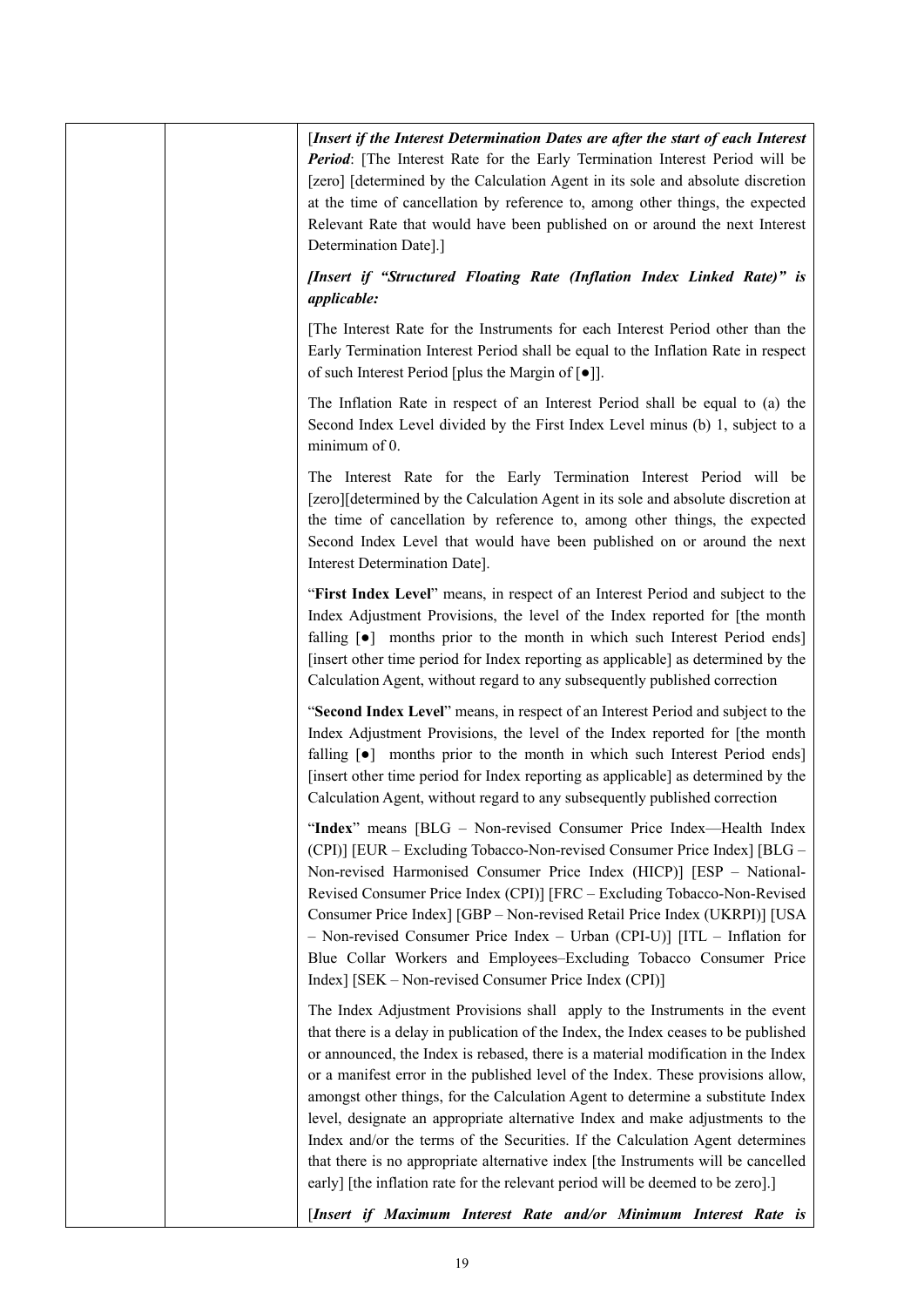| | | [*Insert if the Interest Determination Dates are after the start of each Interest Period*: [The Interest Rate for the Early Termination Interest Period will be [zero] [determined by the Calculation Agent in its sole and absolute discretion at the time of cancellation by reference to, among other things, the expected Relevant Rate that would have been published on or around the next Interest Determination Date].]<br><br>***[Insert if "Structured Floating Rate (Inflation Index Linked Rate)" is applicable:***<br><br>[The Interest Rate for the Instruments for each Interest Period other than the Early Termination Interest Period shall be equal to the Inflation Rate in respect of such Interest Period [plus the Margin of [●]].<br><br>The Inflation Rate in respect of an Interest Period shall be equal to (a) the Second Index Level divided by the First Index Level minus (b) 1, subject to a minimum of 0.<br><br>The Interest Rate for the Early Termination Interest Period will be [zero][determined by the Calculation Agent in its sole and absolute discretion at the time of cancellation by reference to, among other things, the expected Second Index Level that would have been published on or around the next Interest Determination Date].<br><br>"**First Index Level**" means, in respect of an Interest Period and subject to the Index Adjustment Provisions, the level of the Index reported for [the month falling [●] months prior to the month in which such Interest Period ends] [insert other time period for Index reporting as applicable] as determined by the Calculation Agent, without regard to any subsequently published correction<br><br>"**Second Index Level**" means, in respect of an Interest Period and subject to the Index Adjustment Provisions, the level of the Index reported for [the month falling [●] months prior to the month in which such Interest Period ends] [insert other time period for Index reporting as applicable] as determined by the Calculation Agent, without regard to any subsequently published correction<br><br>"**Index**" means [BLG – Non-revised Consumer Price Index—Health Index (CPI)] [EUR – Excluding Tobacco-Non-revised Consumer Price Index] [BLG – Non-revised Harmonised Consumer Price Index (HICP)] [ESP – National-Revised Consumer Price Index (CPI)] [FRC – Excluding Tobacco-Non-Revised Consumer Price Index] [GBP – Non-revised Retail Price Index (UKRPI)] [USA – Non-revised Consumer Price Index – Urban (CPI-U)] [ITL – Inflation for Blue Collar Workers and Employees–Excluding Tobacco Consumer Price Index] [SEK – Non-revised Consumer Price Index (CPI)]<br><br>The Index Adjustment Provisions shall apply to the Instruments in the event that there is a delay in publication of the Index, the Index ceases to be published or announced, the Index is rebased, there is a material modification in the Index or a manifest error in the published level of the Index. These provisions allow, amongst other things, for the Calculation Agent to determine a substitute Index level, designate an appropriate alternative Index and make adjustments to the Index and/or the terms of the Securities. If the Calculation Agent determines that there is no appropriate alternative index [the Instruments will be cancelled early] [the inflation rate for the relevant period will be deemed to be zero].]<br><br>[***Insert if Maximum Interest Rate and/or Minimum Interest Rate is*** |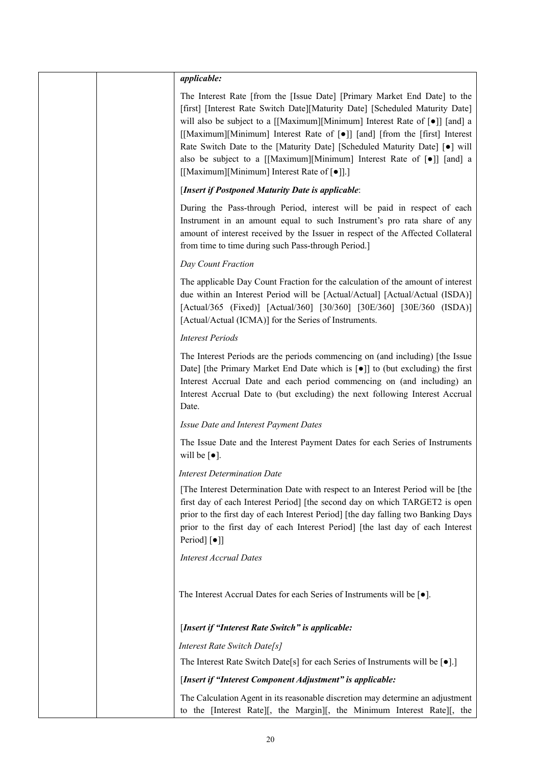| | | ***applicable:***<br><br>The Interest Rate [from the [Issue Date] [Primary Market End Date] to the [first] [Interest Rate Switch Date][Maturity Date] [Scheduled Maturity Date] will also be subject to a [[Maximum][Minimum] Interest Rate of [●]] [and] a [[Maximum][Minimum] Interest Rate of [●]] [and] [from the [first] Interest Rate Switch Date to the [Maturity Date] [Scheduled Maturity Date] [●] will also be subject to a [[Maximum][Minimum] Interest Rate of [●]] [and] a [[Maximum][Minimum] Interest Rate of [●]].]<br><br>[***Insert if Postponed Maturity Date is applicable***:<br><br>During the Pass-through Period, interest will be paid in respect of each Instrument in an amount equal to such Instrument's pro rata share of any amount of interest received by the Issuer in respect of the Affected Collateral from time to time during such Pass-through Period.]<br><br>*Day Count Fraction*<br><br>The applicable Day Count Fraction for the calculation of the amount of interest due within an Interest Period will be [Actual/Actual] [Actual/Actual (ISDA)] [Actual/365 (Fixed)] [Actual/360] [30/360] [30E/360] [30E/360 (ISDA)] [Actual/Actual (ICMA)] for the Series of Instruments.<br><br>*Interest Periods*<br><br>The Interest Periods are the periods commencing on (and including) [the Issue Date] [the Primary Market End Date which is [●]] to (but excluding) the first Interest Accrual Date and each period commencing on (and including) an Interest Accrual Date to (but excluding) the next following Interest Accrual Date.<br><br>*Issue Date and Interest Payment Dates*<br><br>The Issue Date and the Interest Payment Dates for each Series of Instruments will be [●].<br><br>*Interest Determination Date*<br><br>[The Interest Determination Date with respect to an Interest Period will be [the first day of each Interest Period] [the second day on which TARGET2 is open prior to the first day of each Interest Period] [the day falling two Banking Days prior to the first day of each Interest Period] [the last day of each Interest Period] [●]]<br><br>*Interest Accrual Dates*<br><br>The Interest Accrual Dates for each Series of Instruments will be [●].<br><br>[***Insert if "Interest Rate Switch" is applicable:***<br><br>*Interest Rate Switch Date[s]*<br><br>The Interest Rate Switch Date[s] for each Series of Instruments will be [●].]<br><br>[***Insert if "Interest Component Adjustment" is applicable:***<br><br>The Calculation Agent in its reasonable discretion may determine an adjustment to the [Interest Rate][, the Margin][, the Minimum Interest Rate][, the |
|---|---|---|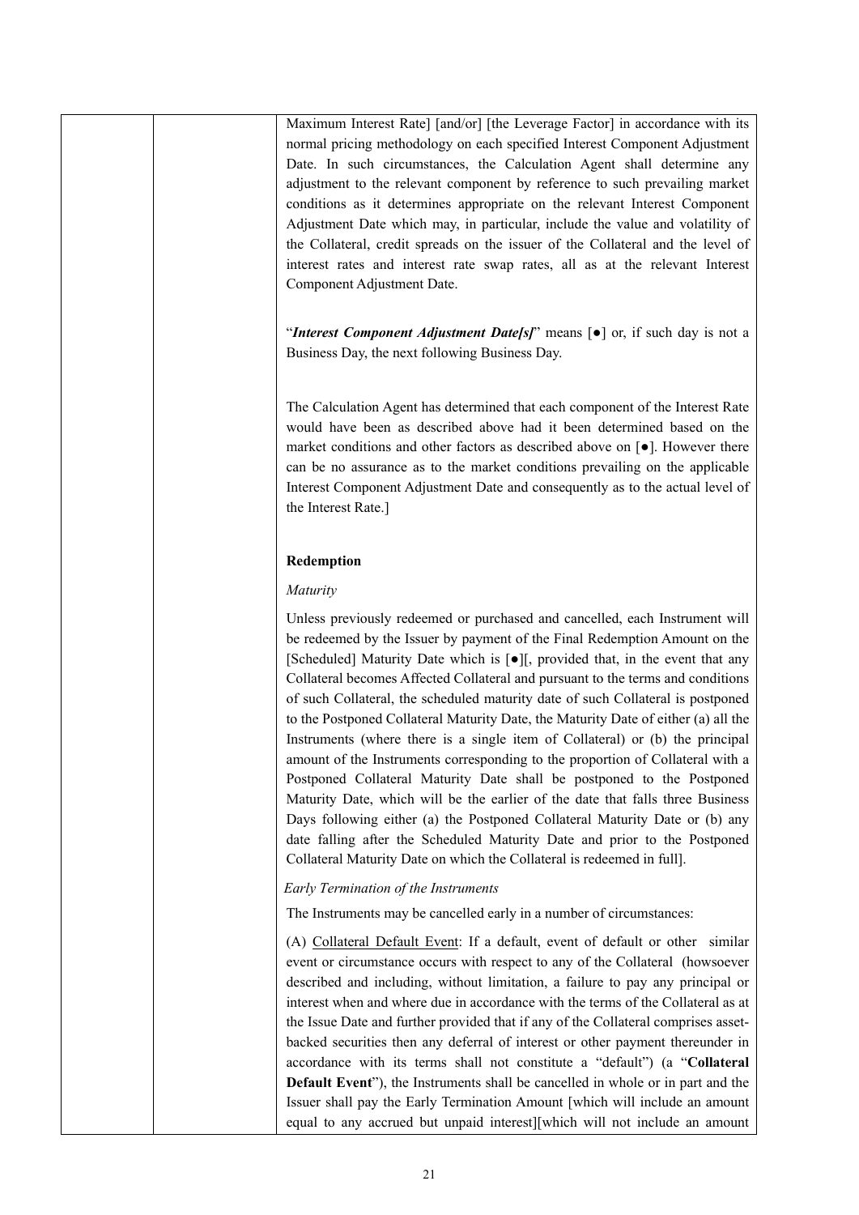Maximum Interest Rate] [and/or] [the Leverage Factor] in accordance with its normal pricing methodology on each specified Interest Component Adjustment Date. In such circumstances, the Calculation Agent shall determine any adjustment to the relevant component by reference to such prevailing market conditions as it determines appropriate on the relevant Interest Component Adjustment Date which may, in particular, include the value and volatility of the Collateral, credit spreads on the issuer of the Collateral and the level of interest rates and interest rate swap rates, all as at the relevant Interest Component Adjustment Date.

"***Interest Component Adjustment Date[s]***" means [●] or, if such day is not a Business Day, the next following Business Day.

The Calculation Agent has determined that each component of the Interest Rate would have been as described above had it been determined based on the market conditions and other factors as described above on [●]. However there can be no assurance as to the market conditions prevailing on the applicable Interest Component Adjustment Date and consequently as to the actual level of the Interest Rate.]

**Redemption**

*Maturity*

Unless previously redeemed or purchased and cancelled, each Instrument will be redeemed by the Issuer by payment of the Final Redemption Amount on the [Scheduled] Maturity Date which is [●][, provided that, in the event that any Collateral becomes Affected Collateral and pursuant to the terms and conditions of such Collateral, the scheduled maturity date of such Collateral is postponed to the Postponed Collateral Maturity Date, the Maturity Date of either (a) all the Instruments (where there is a single item of Collateral) or (b) the principal amount of the Instruments corresponding to the proportion of Collateral with a Postponed Collateral Maturity Date shall be postponed to the Postponed Maturity Date, which will be the earlier of the date that falls three Business Days following either (a) the Postponed Collateral Maturity Date or (b) any date falling after the Scheduled Maturity Date and prior to the Postponed Collateral Maturity Date on which the Collateral is redeemed in full].

*Early Termination of the Instruments*

The Instruments may be cancelled early in a number of circumstances:

(A) Collateral Default Event: If a default, event of default or other similar event or circumstance occurs with respect to any of the Collateral (howsoever described and including, without limitation, a failure to pay any principal or interest when and where due in accordance with the terms of the Collateral as at the Issue Date and further provided that if any of the Collateral comprises asset-backed securities then any deferral of interest or other payment thereunder in accordance with its terms shall not constitute a "default") (a "**Collateral Default Event**"), the Instruments shall be cancelled in whole or in part and the Issuer shall pay the Early Termination Amount [which will include an amount equal to any accrued but unpaid interest][which will not include an amount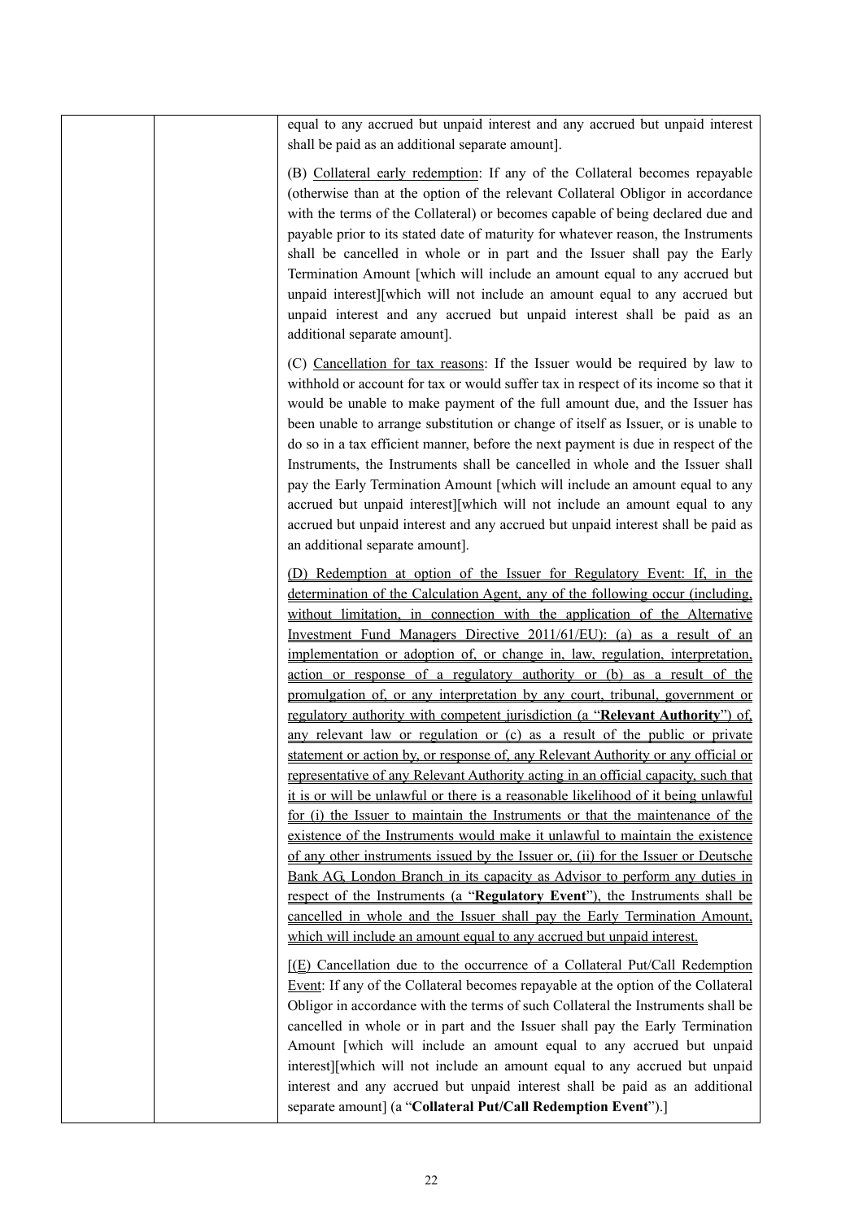| | | equal to any accrued but unpaid interest and any accrued but unpaid interest shall be paid as an additional separate amount].<br><br>(B) <u>Collateral early redemption</u>: If any of the Collateral becomes repayable (otherwise than at the option of the relevant Collateral Obligor in accordance with the terms of the Collateral) or becomes capable of being declared due and payable prior to its stated date of maturity for whatever reason, the Instruments shall be cancelled in whole or in part and the Issuer shall pay the Early Termination Amount [which will include an amount equal to any accrued but unpaid interest][which will not include an amount equal to any accrued but unpaid interest and any accrued but unpaid interest shall be paid as an additional separate amount].<br><br>(C) <u>Cancellation for tax reasons</u>: If the Issuer would be required by law to withhold or account for tax or would suffer tax in respect of its income so that it would be unable to make payment of the full amount due, and the Issuer has been unable to arrange substitution or change of itself as Issuer, or is unable to do so in a tax efficient manner, before the next payment is due in respect of the Instruments, the Instruments shall be cancelled in whole and the Issuer shall pay the Early Termination Amount [which will include an amount equal to any accrued but unpaid interest][which will not include an amount equal to any accrued but unpaid interest and any accrued but unpaid interest shall be paid as an additional separate amount].<br><br><u>(D) Redemption at option of the Issuer for Regulatory Event: If, in the determination of the Calculation Agent, any of the following occur (including, without limitation, in connection with the application of the Alternative Investment Fund Managers Directive 2011/61/EU): (a) as a result of an implementation or adoption of, or change in, law, regulation, interpretation, action or response of a regulatory authority or (b) as a result of the promulgation of, or any interpretation by any court, tribunal, government or regulatory authority with competent jurisdiction (a "**Relevant Authority**") of, any relevant law or regulation or (c) as a result of the public or private statement or action by, or response of, any Relevant Authority or any official or representative of any Relevant Authority acting in an official capacity, such that it is or will be unlawful or there is a reasonable likelihood of it being unlawful for (i) the Issuer to maintain the Instruments or that the maintenance of the existence of the Instruments would make it unlawful to maintain the existence of any other instruments issued by the Issuer or, (ii) for the Issuer or Deutsche Bank AG, London Branch in its capacity as Advisor to perform any duties in respect of the Instruments (a "**Regulatory Event**"), the Instruments shall be cancelled in whole and the Issuer shall pay the Early Termination Amount, which will include an amount equal to any accrued but unpaid interest.</u><br><br>[<u>(E)</u> <u>Cancellation due to the occurrence of a Collateral Put/Call Redemption Event</u>: If any of the Collateral becomes repayable at the option of the Collateral Obligor in accordance with the terms of such Collateral the Instruments shall be cancelled in whole or in part and the Issuer shall pay the Early Termination Amount [which will include an amount equal to any accrued but unpaid interest][which will not include an amount equal to any accrued but unpaid interest and any accrued but unpaid interest shall be paid as an additional separate amount] (a "**Collateral Put/Call Redemption Event**").] |
|---|---|---|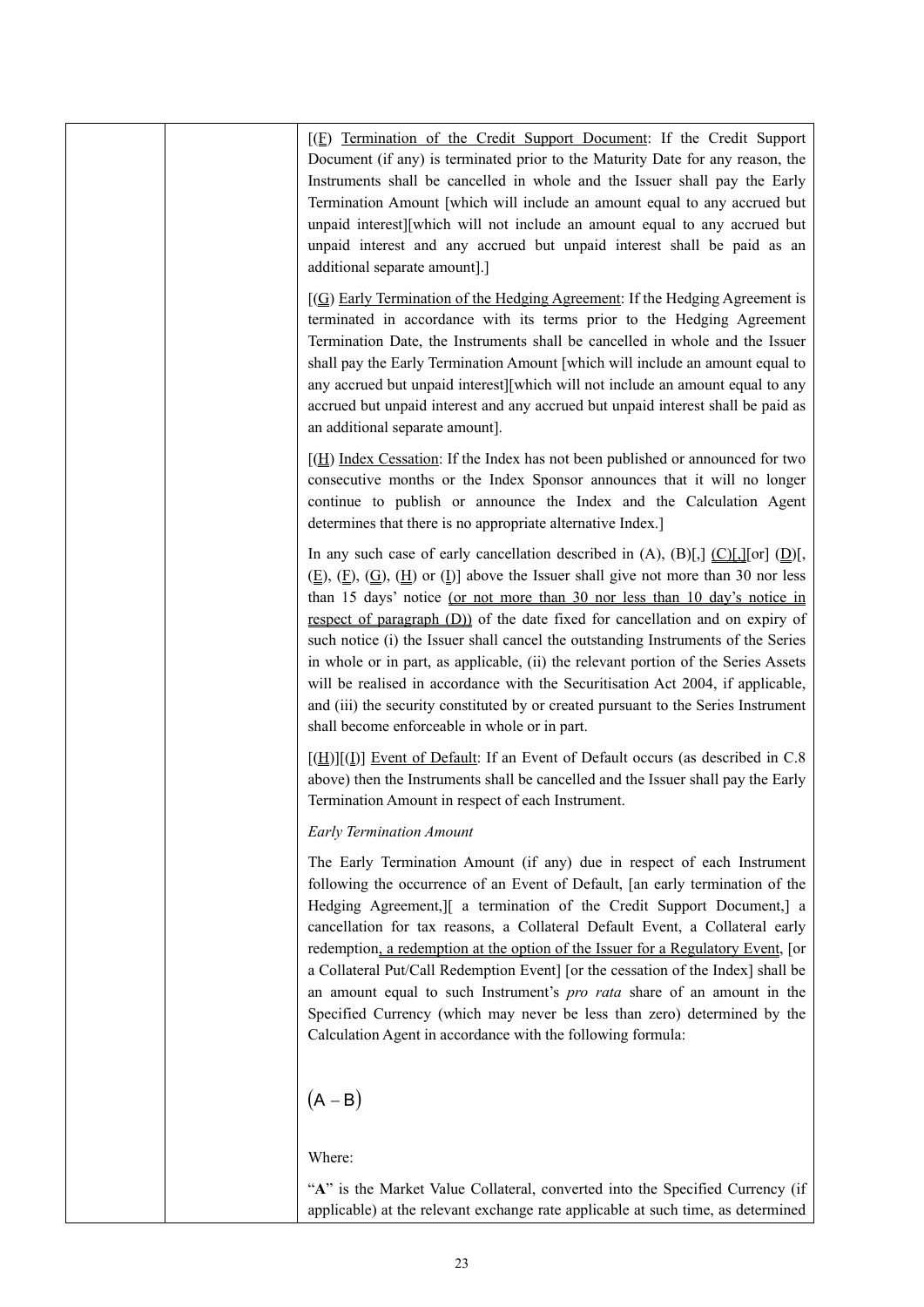| | | [(F) Termination of the Credit Support Document: If the Credit Support Document (if any) is terminated prior to the Maturity Date for any reason, the Instruments shall be cancelled in whole and the Issuer shall pay the Early Termination Amount [which will include an amount equal to any accrued but unpaid interest][which will not include an amount equal to any accrued but unpaid interest and any accrued but unpaid interest shall be paid as an additional separate amount].]<br><br>[(G) Early Termination of the Hedging Agreement: If the Hedging Agreement is terminated in accordance with its terms prior to the Hedging Agreement Termination Date, the Instruments shall be cancelled in whole and the Issuer shall pay the Early Termination Amount [which will include an amount equal to any accrued but unpaid interest][which will not include an amount equal to any accrued but unpaid interest and any accrued but unpaid interest shall be paid as an additional separate amount].<br><br>[(H) Index Cessation: If the Index has not been published or announced for two consecutive months or the Index Sponsor announces that it will no longer continue to publish or announce the Index and the Calculation Agent determines that there is no appropriate alternative Index.]<br><br>In any such case of early cancellation described in (A), (B)[,] (C)[,][or] (D)[, (E), (F), (G), (H) or (I)] above the Issuer shall give not more than 30 nor less than 15 days' notice (or not more than 30 nor less than 10 day's notice in respect of paragraph (D)) of the date fixed for cancellation and on expiry of such notice (i) the Issuer shall cancel the outstanding Instruments of the Series in whole or in part, as applicable, (ii) the relevant portion of the Series Assets will be realised in accordance with the Securitisation Act 2004, if applicable, and (iii) the security constituted by or created pursuant to the Series Instrument shall become enforceable in whole or in part.<br><br>[(H)][(I)] Event of Default: If an Event of Default occurs (as described in C.8 above) then the Instruments shall be cancelled and the Issuer shall pay the Early Termination Amount in respect of each Instrument.<br><br>*Early Termination Amount*<br><br>The Early Termination Amount (if any) due in respect of each Instrument following the occurrence of an Event of Default, [an early termination of the Hedging Agreement,][ a termination of the Credit Support Document,] a cancellation for tax reasons, a Collateral Default Event, a Collateral early redemption, a redemption at the option of the Issuer for a Regulatory Event, [or a Collateral Put/Call Redemption Event] [or the cessation of the Index] shall be an amount equal to such Instrument's *pro rata* share of an amount in the Specified Currency (which may never be less than zero) determined by the Calculation Agent in accordance with the following formula:<br><br>$(A - B)$<br><br>Where:<br><br>"**A**" is the Market Value Collateral, converted into the Specified Currency (if applicable) at the relevant exchange rate applicable at such time, as determined |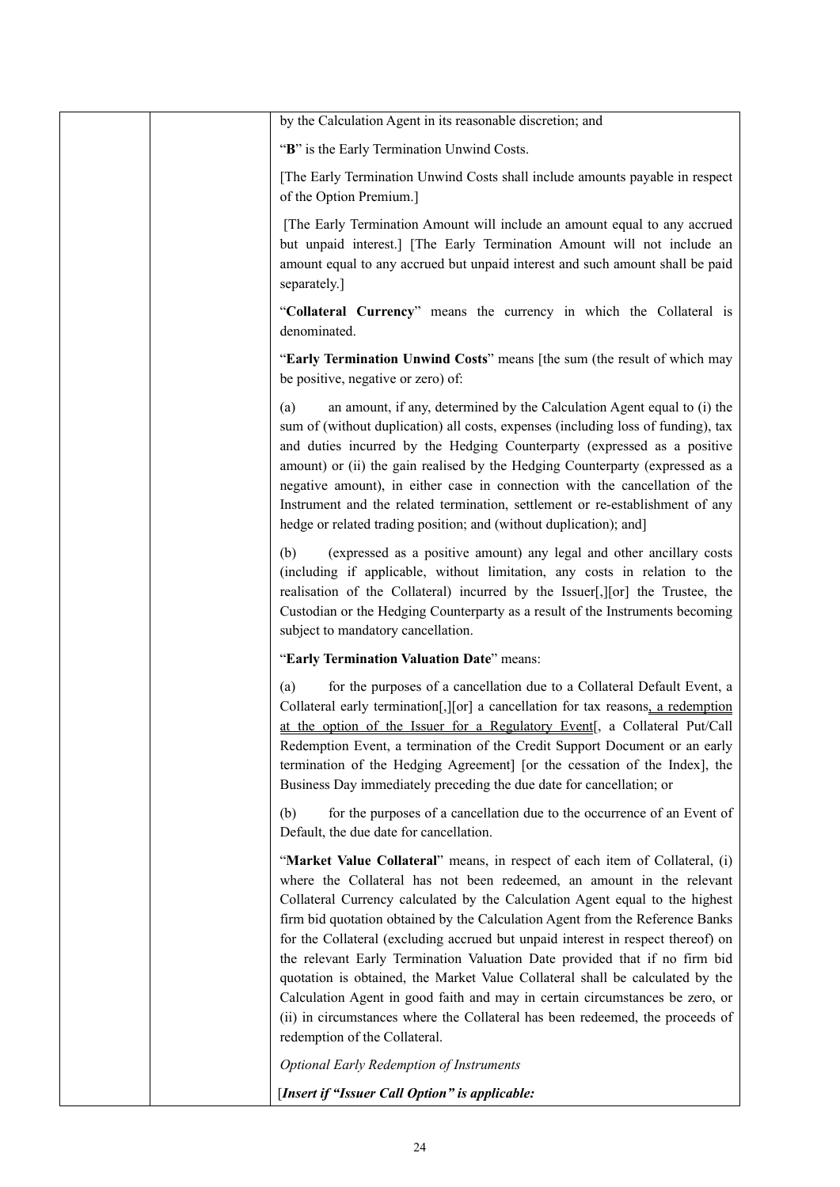by the Calculation Agent in its reasonable discretion; and

"**B**" is the Early Termination Unwind Costs.

[The Early Termination Unwind Costs shall include amounts payable in respect of the Option Premium.]

[The Early Termination Amount will include an amount equal to any accrued but unpaid interest.] [The Early Termination Amount will not include an amount equal to any accrued but unpaid interest and such amount shall be paid separately.]

"**Collateral Currency**" means the currency in which the Collateral is denominated.

"**Early Termination Unwind Costs**" means [the sum (the result of which may be positive, negative or zero) of:

(a) an amount, if any, determined by the Calculation Agent equal to (i) the sum of (without duplication) all costs, expenses (including loss of funding), tax and duties incurred by the Hedging Counterparty (expressed as a positive amount) or (ii) the gain realised by the Hedging Counterparty (expressed as a negative amount), in either case in connection with the cancellation of the Instrument and the related termination, settlement or re-establishment of any hedge or related trading position; and (without duplication); and]

(b) (expressed as a positive amount) any legal and other ancillary costs (including if applicable, without limitation, any costs in relation to the realisation of the Collateral) incurred by the Issuer[,][or] the Trustee, the Custodian or the Hedging Counterparty as a result of the Instruments becoming subject to mandatory cancellation.

"**Early Termination Valuation Date**" means:

(a) for the purposes of a cancellation due to a Collateral Default Event, a Collateral early termination[,][or] a cancellation for tax reasons, a redemption at the option of the Issuer for a Regulatory Event[, a Collateral Put/Call Redemption Event, a termination of the Credit Support Document or an early termination of the Hedging Agreement] [or the cessation of the Index], the Business Day immediately preceding the due date for cancellation; or

(b) for the purposes of a cancellation due to the occurrence of an Event of Default, the due date for cancellation.

"**Market Value Collateral**" means, in respect of each item of Collateral, (i) where the Collateral has not been redeemed, an amount in the relevant Collateral Currency calculated by the Calculation Agent equal to the highest firm bid quotation obtained by the Calculation Agent from the Reference Banks for the Collateral (excluding accrued but unpaid interest in respect thereof) on the relevant Early Termination Valuation Date provided that if no firm bid quotation is obtained, the Market Value Collateral shall be calculated by the Calculation Agent in good faith and may in certain circumstances be zero, or (ii) in circumstances where the Collateral has been redeemed, the proceeds of redemption of the Collateral.

*Optional Early Redemption of Instruments*

[***Insert if "Issuer Call Option" is applicable:***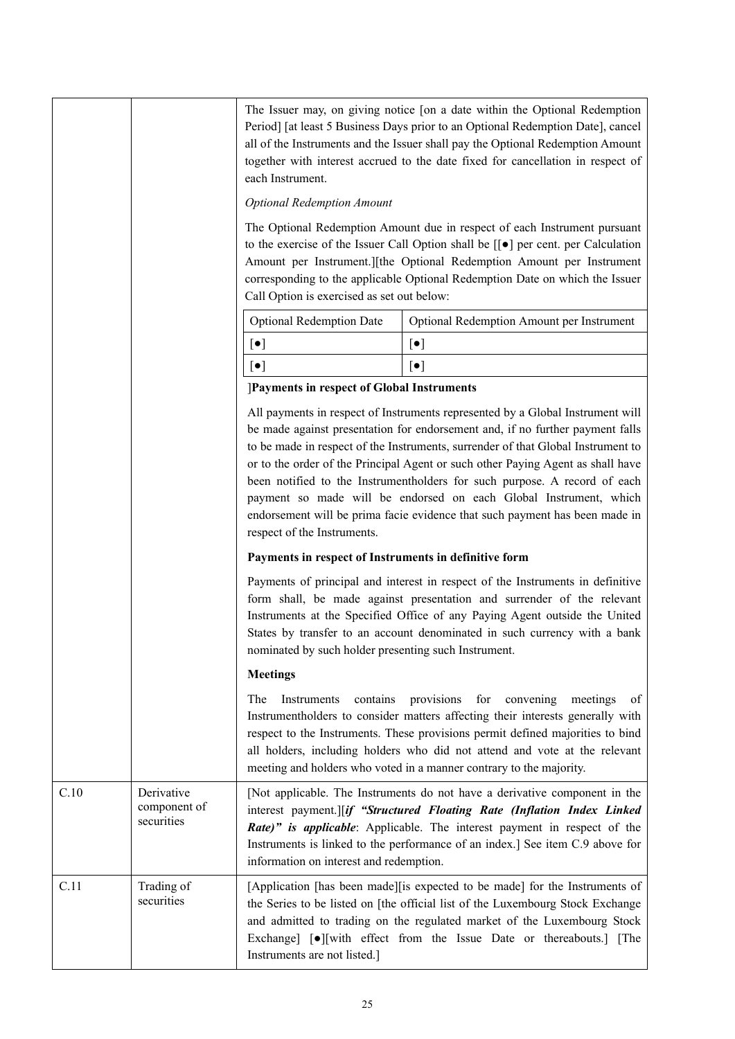| | | |
|---|---|---|
| | | The Issuer may, on giving notice [on a date within the Optional Redemption Period] [at least 5 Business Days prior to an Optional Redemption Date], cancel all of the Instruments and the Issuer shall pay the Optional Redemption Amount together with interest accrued to the date fixed for cancellation in respect of each Instrument.<br><br>*Optional Redemption Amount*<br><br>The Optional Redemption Amount due in respect of each Instrument pursuant to the exercise of the Issuer Call Option shall be [[●] per cent. per Calculation Amount per Instrument.][the Optional Redemption Amount per Instrument corresponding to the applicable Optional Redemption Date on which the Issuer Call Option is exercised as set out below:<br><br>Optional Redemption Date — Optional Redemption Amount per Instrument<br>[●] — [●]<br>[●] — [●]<br><br>]**Payments in respect of Global Instruments**<br><br>All payments in respect of Instruments represented by a Global Instrument will be made against presentation for endorsement and, if no further payment falls to be made in respect of the Instruments, surrender of that Global Instrument to or to the order of the Principal Agent or such other Paying Agent as shall have been notified to the Instrumentholders for such purpose. A record of each payment so made will be endorsed on each Global Instrument, which endorsement will be prima facie evidence that such payment has been made in respect of the Instruments.<br><br>**Payments in respect of Instruments in definitive form**<br><br>Payments of principal and interest in respect of the Instruments in definitive form shall, be made against presentation and surrender of the relevant Instruments at the Specified Office of any Paying Agent outside the United States by transfer to an account denominated in such currency with a bank nominated by such holder presenting such Instrument.<br><br>**Meetings**<br><br>The Instruments contains provisions for convening meetings of Instrumentholders to consider matters affecting their interests generally with respect to the Instruments. These provisions permit defined majorities to bind all holders, including holders who did not attend and vote at the relevant meeting and holders who voted in a manner contrary to the majority. |
| C.10 | Derivative component of securities | [Not applicable. The Instruments do not have a derivative component in the interest payment.][***if "Structured Floating Rate (Inflation Index Linked Rate)" is applicable***: Applicable. The interest payment in respect of the Instruments is linked to the performance of an index.] See item C.9 above for information on interest and redemption. |
| C.11 | Trading of securities | [Application [has been made][is expected to be made] for the Instruments of the Series to be listed on [the official list of the Luxembourg Stock Exchange and admitted to trading on the regulated market of the Luxembourg Stock Exchange] [●][with effect from the Issue Date or thereabouts.] [The Instruments are not listed.] |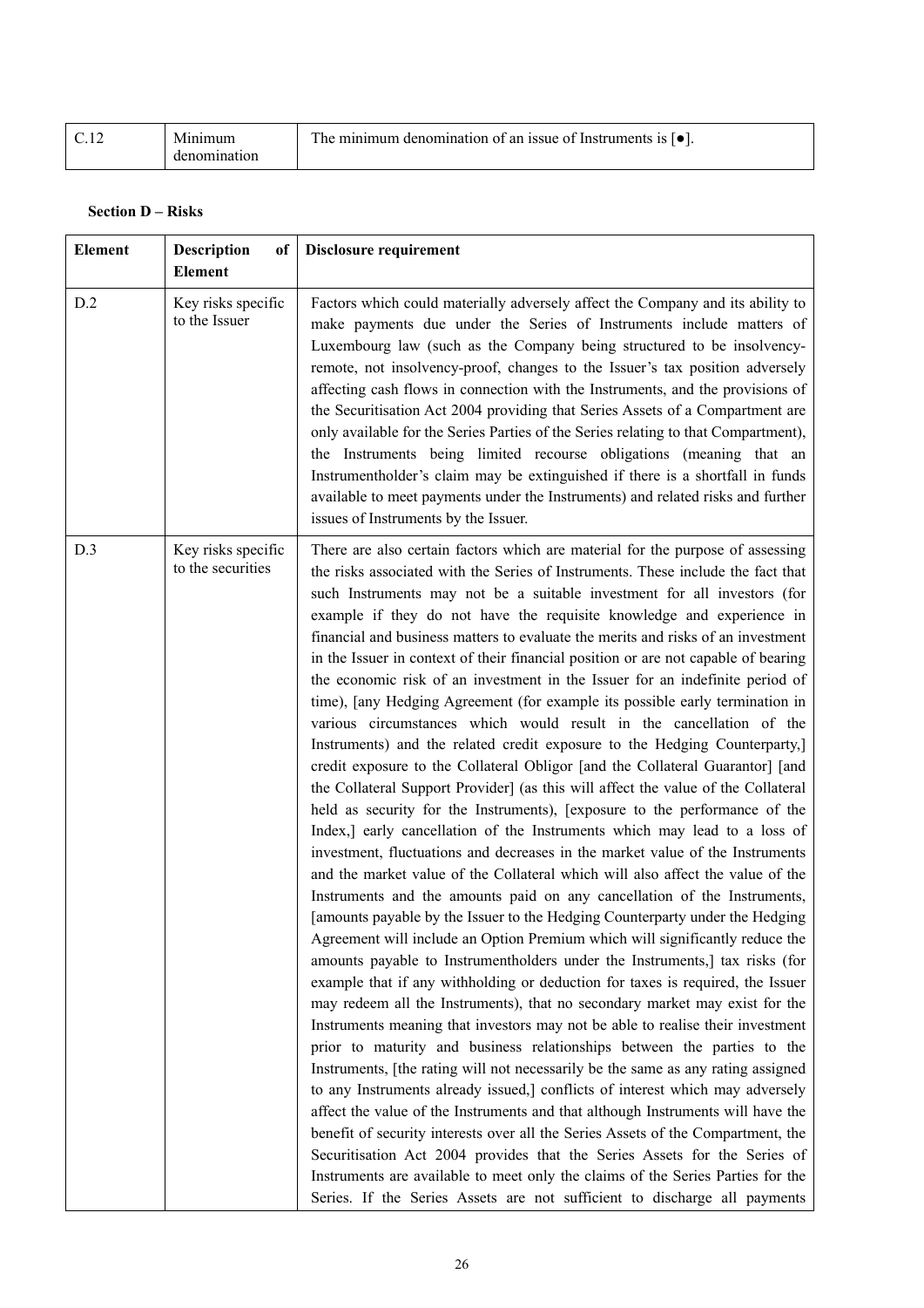| C.12 | Minimum denomination | The minimum denomination of an issue of Instruments is [●]. |
|---|---|---|

**Section D – Risks**

| Element | Description of Element | Disclosure requirement |
|---|---|---|
| D.2 | Key risks specific to the Issuer | Factors which could materially adversely affect the Company and its ability to make payments due under the Series of Instruments include matters of Luxembourg law (such as the Company being structured to be insolvency-remote, not insolvency-proof, changes to the Issuer's tax position adversely affecting cash flows in connection with the Instruments, and the provisions of the Securitisation Act 2004 providing that Series Assets of a Compartment are only available for the Series Parties of the Series relating to that Compartment), the Instruments being limited recourse obligations (meaning that an Instrumentholder's claim may be extinguished if there is a shortfall in funds available to meet payments under the Instruments) and related risks and further issues of Instruments by the Issuer. |
| D.3 | Key risks specific to the securities | There are also certain factors which are material for the purpose of assessing the risks associated with the Series of Instruments. These include the fact that such Instruments may not be a suitable investment for all investors (for example if they do not have the requisite knowledge and experience in financial and business matters to evaluate the merits and risks of an investment in the Issuer in context of their financial position or are not capable of bearing the economic risk of an investment in the Issuer for an indefinite period of time), [any Hedging Agreement (for example its possible early termination in various circumstances which would result in the cancellation of the Instruments) and the related credit exposure to the Hedging Counterparty,] credit exposure to the Collateral Obligor [and the Collateral Guarantor] [and the Collateral Support Provider] (as this will affect the value of the Collateral held as security for the Instruments), [exposure to the performance of the Index,] early cancellation of the Instruments which may lead to a loss of investment, fluctuations and decreases in the market value of the Instruments and the market value of the Collateral which will also affect the value of the Instruments and the amounts paid on any cancellation of the Instruments, [amounts payable by the Issuer to the Hedging Counterparty under the Hedging Agreement will include an Option Premium which will significantly reduce the amounts payable to Instrumentholders under the Instruments,] tax risks (for example that if any withholding or deduction for taxes is required, the Issuer may redeem all the Instruments), that no secondary market may exist for the Instruments meaning that investors may not be able to realise their investment prior to maturity and business relationships between the parties to the Instruments, [the rating will not necessarily be the same as any rating assigned to any Instruments already issued,] conflicts of interest which may adversely affect the value of the Instruments and that although Instruments will have the benefit of security interests over all the Series Assets of the Compartment, the Securitisation Act 2004 provides that the Series Assets for the Series of Instruments are available to meet only the claims of the Series Parties for the Series. If the Series Assets are not sufficient to discharge all payments |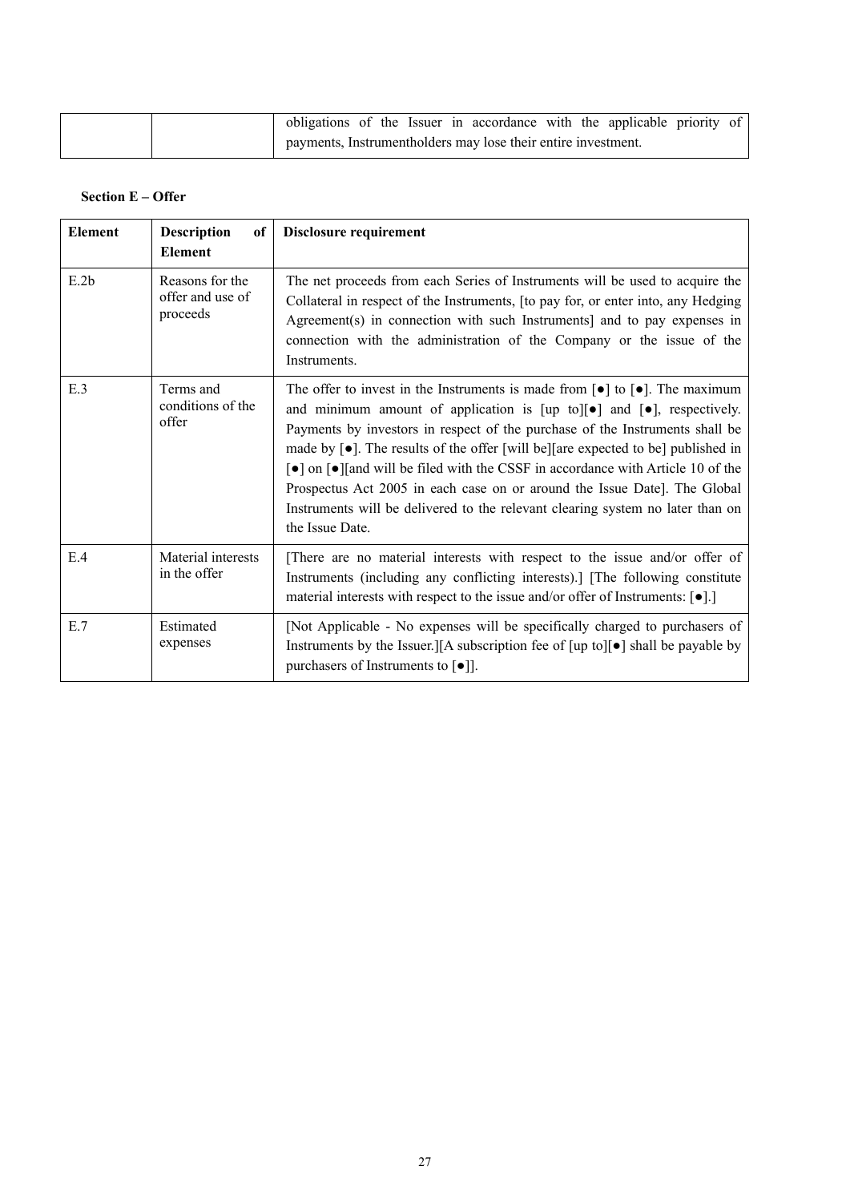| | | obligations of the Issuer in accordance with the applicable priority of payments, Instrumentholders may lose their entire investment. |
|---|---|---|

**Section E – Offer**

| Element | Description of Element | Disclosure requirement |
|---|---|---|
| E.2b | Reasons for the offer and use of proceeds | The net proceeds from each Series of Instruments will be used to acquire the Collateral in respect of the Instruments, [to pay for, or enter into, any Hedging Agreement(s) in connection with such Instruments] and to pay expenses in connection with the administration of the Company or the issue of the Instruments. |
| E.3 | Terms and conditions of the offer | The offer to invest in the Instruments is made from [●] to [●]. The maximum and minimum amount of application is [up to][●] and [●], respectively. Payments by investors in respect of the purchase of the Instruments shall be made by [●]. The results of the offer [will be][are expected to be] published in [●] on [●][and will be filed with the CSSF in accordance with Article 10 of the Prospectus Act 2005 in each case on or around the Issue Date]. The Global Instruments will be delivered to the relevant clearing system no later than on the Issue Date. |
| E.4 | Material interests in the offer | [There are no material interests with respect to the issue and/or offer of Instruments (including any conflicting interests).] [The following constitute material interests with respect to the issue and/or offer of Instruments: [●].] |
| E.7 | Estimated expenses | [Not Applicable - No expenses will be specifically charged to purchasers of Instruments by the Issuer.][A subscription fee of [up to][●] shall be payable by purchasers of Instruments to [●]]. |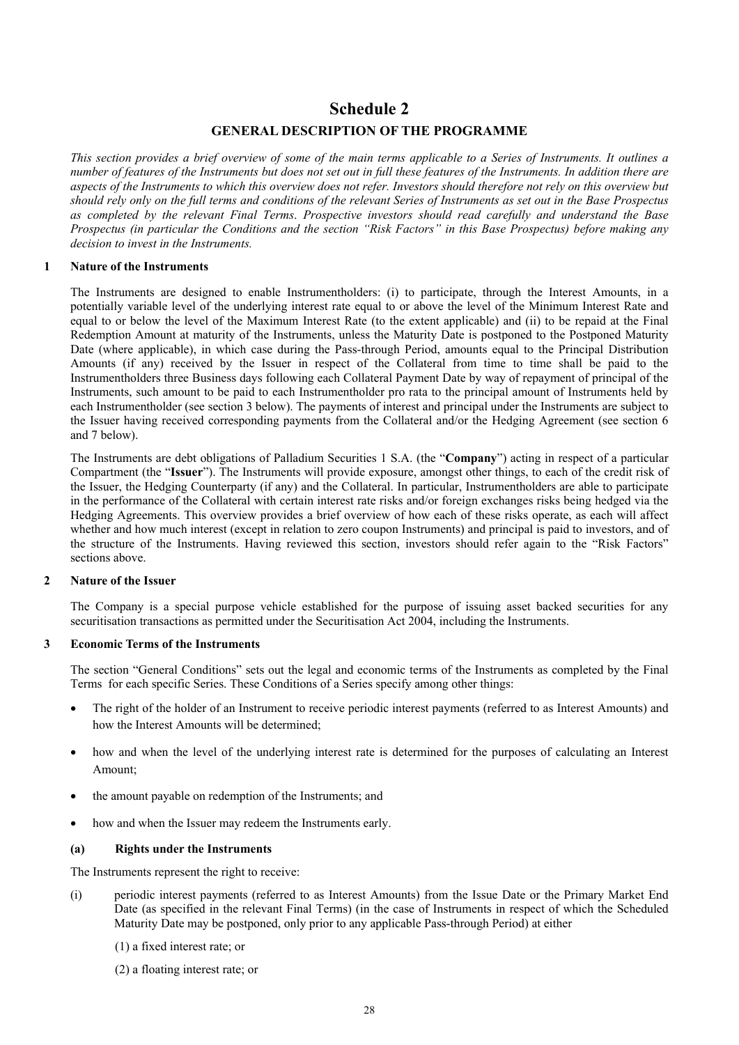# Schedule 2

## GENERAL DESCRIPTION OF THE PROGRAMME

*This section provides a brief overview of some of the main terms applicable to a Series of Instruments. It outlines a number of features of the Instruments but does not set out in full these features of the Instruments. In addition there are aspects of the Instruments to which this overview does not refer. Investors should therefore not rely on this overview but should rely only on the full terms and conditions of the relevant Series of Instruments as set out in the Base Prospectus as completed by the relevant Final Terms. Prospective investors should read carefully and understand the Base Prospectus (in particular the Conditions and the section "Risk Factors" in this Base Prospectus) before making any decision to invest in the Instruments.*

### 1 Nature of the Instruments

The Instruments are designed to enable Instrumentholders: (i) to participate, through the Interest Amounts, in a potentially variable level of the underlying interest rate equal to or above the level of the Minimum Interest Rate and equal to or below the level of the Maximum Interest Rate (to the extent applicable) and (ii) to be repaid at the Final Redemption Amount at maturity of the Instruments, unless the Maturity Date is postponed to the Postponed Maturity Date (where applicable), in which case during the Pass-through Period, amounts equal to the Principal Distribution Amounts (if any) received by the Issuer in respect of the Collateral from time to time shall be paid to the Instrumentholders three Business days following each Collateral Payment Date by way of repayment of principal of the Instruments, such amount to be paid to each Instrumentholder pro rata to the principal amount of Instruments held by each Instrumentholder (see section 3 below). The payments of interest and principal under the Instruments are subject to the Issuer having received corresponding payments from the Collateral and/or the Hedging Agreement (see section 6 and 7 below).

The Instruments are debt obligations of Palladium Securities 1 S.A. (the "**Company**") acting in respect of a particular Compartment (the "**Issuer**"). The Instruments will provide exposure, amongst other things, to each of the credit risk of the Issuer, the Hedging Counterparty (if any) and the Collateral. In particular, Instrumentholders are able to participate in the performance of the Collateral with certain interest rate risks and/or foreign exchanges risks being hedged via the Hedging Agreements. This overview provides a brief overview of how each of these risks operate, as each will affect whether and how much interest (except in relation to zero coupon Instruments) and principal is paid to investors, and of the structure of the Instruments. Having reviewed this section, investors should refer again to the "Risk Factors" sections above.

### 2 Nature of the Issuer

The Company is a special purpose vehicle established for the purpose of issuing asset backed securities for any securitisation transactions as permitted under the Securitisation Act 2004, including the Instruments.

### 3 Economic Terms of the Instruments

The section "General Conditions" sets out the legal and economic terms of the Instruments as completed by the Final Terms for each specific Series. These Conditions of a Series specify among other things:

- The right of the holder of an Instrument to receive periodic interest payments (referred to as Interest Amounts) and how the Interest Amounts will be determined;
- how and when the level of the underlying interest rate is determined for the purposes of calculating an Interest Amount;
- the amount payable on redemption of the Instruments; and
- how and when the Issuer may redeem the Instruments early.

#### (a) Rights under the Instruments

The Instruments represent the right to receive:

(i) periodic interest payments (referred to as Interest Amounts) from the Issue Date or the Primary Market End Date (as specified in the relevant Final Terms) (in the case of Instruments in respect of which the Scheduled Maturity Date may be postponed, only prior to any applicable Pass-through Period) at either

(1) a fixed interest rate; or

(2) a floating interest rate; or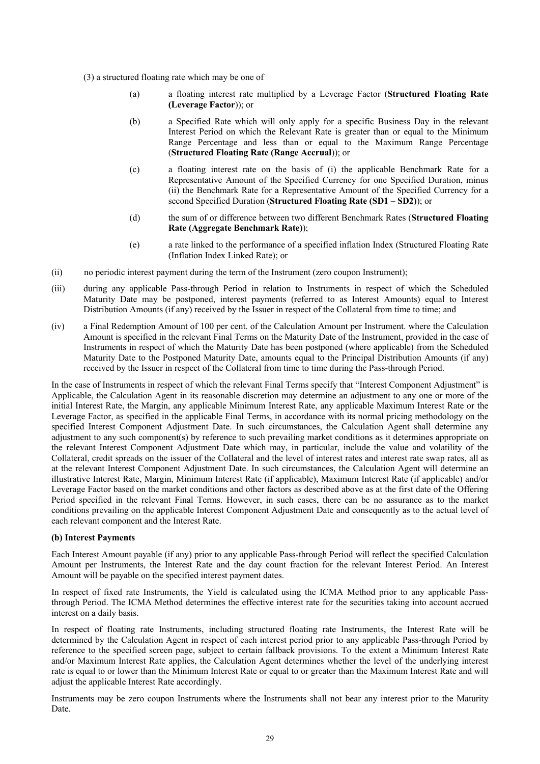(3) a structured floating rate which may be one of

   (a) a floating interest rate multiplied by a Leverage Factor (**Structured Floating Rate (Leverage Factor**)); or

   (b) a Specified Rate which will only apply for a specific Business Day in the relevant Interest Period on which the Relevant Rate is greater than or equal to the Minimum Range Percentage and less than or equal to the Maximum Range Percentage (**Structured Floating Rate (Range Accrual**)); or

   (c) a floating interest rate on the basis of (i) the applicable Benchmark Rate for a Representative Amount of the Specified Currency for one Specified Duration, minus (ii) the Benchmark Rate for a Representative Amount of the Specified Currency for a second Specified Duration (**Structured Floating Rate (SD1 – SD2)**); or

   (d) the sum of or difference between two different Benchmark Rates (**Structured Floating Rate (Aggregate Benchmark Rate)**);

   (e) a rate linked to the performance of a specified inflation Index (Structured Floating Rate (Inflation Index Linked Rate); or

(ii) no periodic interest payment during the term of the Instrument (zero coupon Instrument);

(iii) during any applicable Pass-through Period in relation to Instruments in respect of which the Scheduled Maturity Date may be postponed, interest payments (referred to as Interest Amounts) equal to Interest Distribution Amounts (if any) received by the Issuer in respect of the Collateral from time to time; and

(iv) a Final Redemption Amount of 100 per cent. of the Calculation Amount per Instrument. where the Calculation Amount is specified in the relevant Final Terms on the Maturity Date of the Instrument, provided in the case of Instruments in respect of which the Maturity Date has been postponed (where applicable) from the Scheduled Maturity Date to the Postponed Maturity Date, amounts equal to the Principal Distribution Amounts (if any) received by the Issuer in respect of the Collateral from time to time during the Pass-through Period.

In the case of Instruments in respect of which the relevant Final Terms specify that "Interest Component Adjustment" is Applicable, the Calculation Agent in its reasonable discretion may determine an adjustment to any one or more of the initial Interest Rate, the Margin, any applicable Minimum Interest Rate, any applicable Maximum Interest Rate or the Leverage Factor, as specified in the applicable Final Terms, in accordance with its normal pricing methodology on the specified Interest Component Adjustment Date. In such circumstances, the Calculation Agent shall determine any adjustment to any such component(s) by reference to such prevailing market conditions as it determines appropriate on the relevant Interest Component Adjustment Date which may, in particular, include the value and volatility of the Collateral, credit spreads on the issuer of the Collateral and the level of interest rates and interest rate swap rates, all as at the relevant Interest Component Adjustment Date. In such circumstances, the Calculation Agent will determine an illustrative Interest Rate, Margin, Minimum Interest Rate (if applicable), Maximum Interest Rate (if applicable) and/or Leverage Factor based on the market conditions and other factors as described above as at the first date of the Offering Period specified in the relevant Final Terms. However, in such cases, there can be no assurance as to the market conditions prevailing on the applicable Interest Component Adjustment Date and consequently as to the actual level of each relevant component and the Interest Rate.

**(b) Interest Payments**

Each Interest Amount payable (if any) prior to any applicable Pass-through Period will reflect the specified Calculation Amount per Instruments, the Interest Rate and the day count fraction for the relevant Interest Period. An Interest Amount will be payable on the specified interest payment dates.

In respect of fixed rate Instruments, the Yield is calculated using the ICMA Method prior to any applicable Pass-through Period. The ICMA Method determines the effective interest rate for the securities taking into account accrued interest on a daily basis.

In respect of floating rate Instruments, including structured floating rate Instruments, the Interest Rate will be determined by the Calculation Agent in respect of each interest period prior to any applicable Pass-through Period by reference to the specified screen page, subject to certain fallback provisions. To the extent a Minimum Interest Rate and/or Maximum Interest Rate applies, the Calculation Agent determines whether the level of the underlying interest rate is equal to or lower than the Minimum Interest Rate or equal to or greater than the Maximum Interest Rate and will adjust the applicable Interest Rate accordingly.

Instruments may be zero coupon Instruments where the Instruments shall not bear any interest prior to the Maturity Date.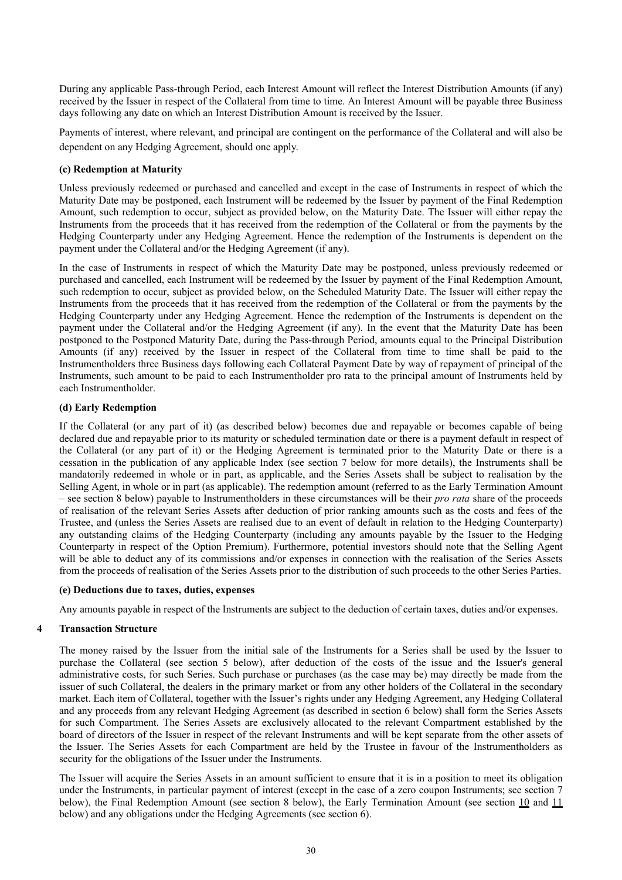During any applicable Pass-through Period, each Interest Amount will reflect the Interest Distribution Amounts (if any) received by the Issuer in respect of the Collateral from time to time. An Interest Amount will be payable three Business days following any date on which an Interest Distribution Amount is received by the Issuer.

Payments of interest, where relevant, and principal are contingent on the performance of the Collateral and will also be dependent on any Hedging Agreement, should one apply.

**(c) Redemption at Maturity**

Unless previously redeemed or purchased and cancelled and except in the case of Instruments in respect of which the Maturity Date may be postponed, each Instrument will be redeemed by the Issuer by payment of the Final Redemption Amount, such redemption to occur, subject as provided below, on the Maturity Date. The Issuer will either repay the Instruments from the proceeds that it has received from the redemption of the Collateral or from the payments by the Hedging Counterparty under any Hedging Agreement. Hence the redemption of the Instruments is dependent on the payment under the Collateral and/or the Hedging Agreement (if any).

In the case of Instruments in respect of which the Maturity Date may be postponed, unless previously redeemed or purchased and cancelled, each Instrument will be redeemed by the Issuer by payment of the Final Redemption Amount, such redemption to occur, subject as provided below, on the Scheduled Maturity Date. The Issuer will either repay the Instruments from the proceeds that it has received from the redemption of the Collateral or from the payments by the Hedging Counterparty under any Hedging Agreement. Hence the redemption of the Instruments is dependent on the payment under the Collateral and/or the Hedging Agreement (if any). In the event that the Maturity Date has been postponed to the Postponed Maturity Date, during the Pass-through Period, amounts equal to the Principal Distribution Amounts (if any) received by the Issuer in respect of the Collateral from time to time shall be paid to the Instrumentholders three Business days following each Collateral Payment Date by way of repayment of principal of the Instruments, such amount to be paid to each Instrumentholder pro rata to the principal amount of Instruments held by each Instrumentholder.

**(d) Early Redemption**

If the Collateral (or any part of it) (as described below) becomes due and repayable or becomes capable of being declared due and repayable prior to its maturity or scheduled termination date or there is a payment default in respect of the Collateral (or any part of it) or the Hedging Agreement is terminated prior to the Maturity Date or there is a cessation in the publication of any applicable Index (see section 7 below for more details), the Instruments shall be mandatorily redeemed in whole or in part, as applicable, and the Series Assets shall be subject to realisation by the Selling Agent, in whole or in part (as applicable). The redemption amount (referred to as the Early Termination Amount – see section 8 below) payable to Instrumentholders in these circumstances will be their *pro rata* share of the proceeds of realisation of the relevant Series Assets after deduction of prior ranking amounts such as the costs and fees of the Trustee, and (unless the Series Assets are realised due to an event of default in relation to the Hedging Counterparty) any outstanding claims of the Hedging Counterparty (including any amounts payable by the Issuer to the Hedging Counterparty in respect of the Option Premium). Furthermore, potential investors should note that the Selling Agent will be able to deduct any of its commissions and/or expenses in connection with the realisation of the Series Assets from the proceeds of realisation of the Series Assets prior to the distribution of such proceeds to the other Series Parties.

**(e) Deductions due to taxes, duties, expenses**

Any amounts payable in respect of the Instruments are subject to the deduction of certain taxes, duties and/or expenses.

## 4 Transaction Structure

The money raised by the Issuer from the initial sale of the Instruments for a Series shall be used by the Issuer to purchase the Collateral (see section 5 below), after deduction of the costs of the issue and the Issuer's general administrative costs, for such Series. Such purchase or purchases (as the case may be) may directly be made from the issuer of such Collateral, the dealers in the primary market or from any other holders of the Collateral in the secondary market. Each item of Collateral, together with the Issuer's rights under any Hedging Agreement, any Hedging Collateral and any proceeds from any relevant Hedging Agreement (as described in section 6 below) shall form the Series Assets for such Compartment. The Series Assets are exclusively allocated to the relevant Compartment established by the board of directors of the Issuer in respect of the relevant Instruments and will be kept separate from the other assets of the Issuer. The Series Assets for each Compartment are held by the Trustee in favour of the Instrumentholders as security for the obligations of the Issuer under the Instruments.

The Issuer will acquire the Series Assets in an amount sufficient to ensure that it is in a position to meet its obligation under the Instruments, in particular payment of interest (except in the case of a zero coupon Instruments; see section 7 below), the Final Redemption Amount (see section 8 below), the Early Termination Amount (see section 10 and 11 below) and any obligations under the Hedging Agreements (see section 6).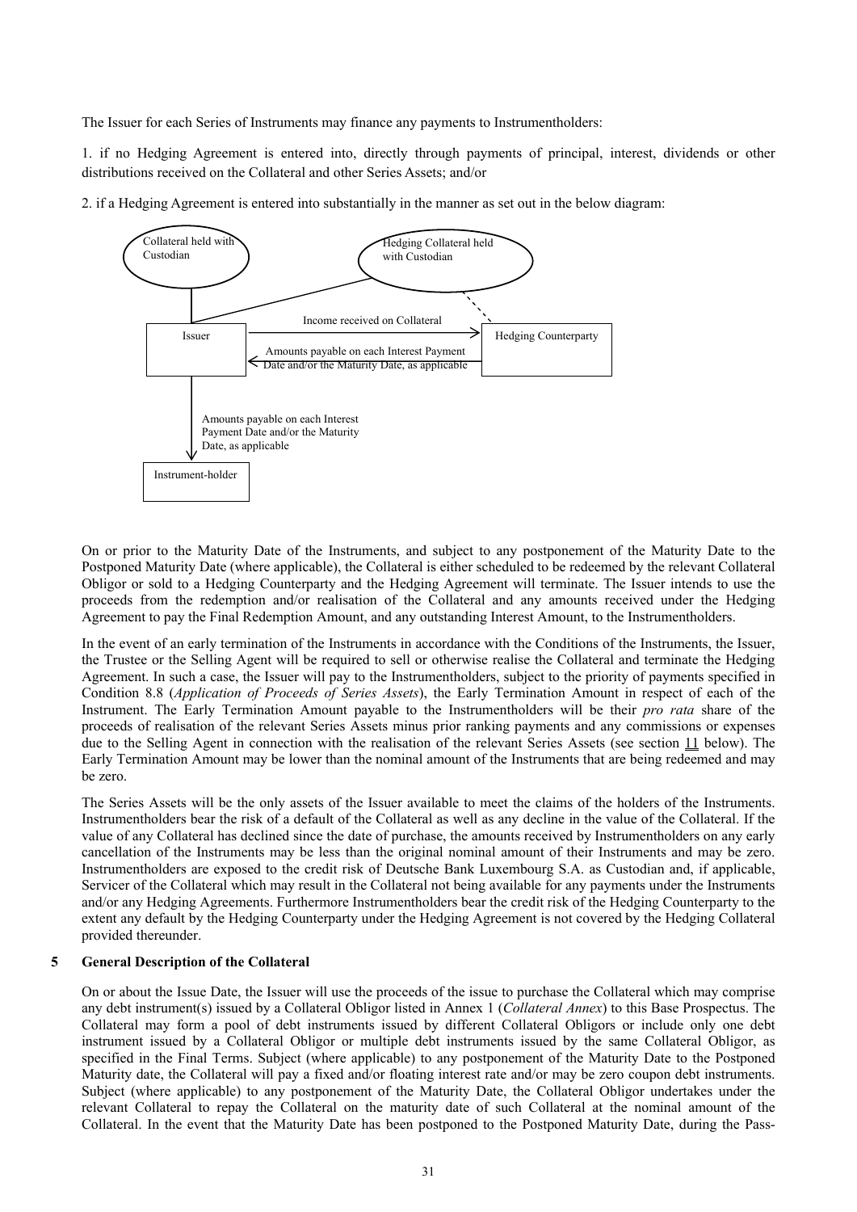The Issuer for each Series of Instruments may finance any payments to Instrumentholders:

1. if no Hedging Agreement is entered into, directly through payments of principal, interest, dividends or other distributions received on the Collateral and other Series Assets; and/or

2. if a Hedging Agreement is entered into substantially in the manner as set out in the below diagram:

Collateral held with Custodian

Hedging Collateral held with Custodian

Issuer

Income received on Collateral

Hedging Counterparty

Amounts payable on each Interest Payment Date and/or the Maturity Date, as applicable

Amounts payable on each Interest Payment Date and/or the Maturity Date, as applicable

Instrument-holder

On or prior to the Maturity Date of the Instruments, and subject to any postponement of the Maturity Date to the Postponed Maturity Date (where applicable), the Collateral is either scheduled to be redeemed by the relevant Collateral Obligor or sold to a Hedging Counterparty and the Hedging Agreement will terminate. The Issuer intends to use the proceeds from the redemption and/or realisation of the Collateral and any amounts received under the Hedging Agreement to pay the Final Redemption Amount, and any outstanding Interest Amount, to the Instrumentholders.

In the event of an early termination of the Instruments in accordance with the Conditions of the Instruments, the Issuer, the Trustee or the Selling Agent will be required to sell or otherwise realise the Collateral and terminate the Hedging Agreement. In such a case, the Issuer will pay to the Instrumentholders, subject to the priority of payments specified in Condition 8.8 (*Application of Proceeds of Series Assets*), the Early Termination Amount in respect of each of the Instrument. The Early Termination Amount payable to the Instrumentholders will be their *pro rata* share of the proceeds of realisation of the relevant Series Assets minus prior ranking payments and any commissions or expenses due to the Selling Agent in connection with the realisation of the relevant Series Assets (see section 11 below). The Early Termination Amount may be lower than the nominal amount of the Instruments that are being redeemed and may be zero.

The Series Assets will be the only assets of the Issuer available to meet the claims of the holders of the Instruments. Instrumentholders bear the risk of a default of the Collateral as well as any decline in the value of the Collateral. If the value of any Collateral has declined since the date of purchase, the amounts received by Instrumentholders on any early cancellation of the Instruments may be less than the original nominal amount of their Instruments and may be zero. Instrumentholders are exposed to the credit risk of Deutsche Bank Luxembourg S.A. as Custodian and, if applicable, Servicer of the Collateral which may result in the Collateral not being available for any payments under the Instruments and/or any Hedging Agreements. Furthermore Instrumentholders bear the credit risk of the Hedging Counterparty to the extent any default by the Hedging Counterparty under the Hedging Agreement is not covered by the Hedging Collateral provided thereunder.

## 5 General Description of the Collateral

On or about the Issue Date, the Issuer will use the proceeds of the issue to purchase the Collateral which may comprise any debt instrument(s) issued by a Collateral Obligor listed in Annex 1 (*Collateral Annex*) to this Base Prospectus. The Collateral may form a pool of debt instruments issued by different Collateral Obligors or include only one debt instrument issued by a Collateral Obligor or multiple debt instruments issued by the same Collateral Obligor, as specified in the Final Terms. Subject (where applicable) to any postponement of the Maturity Date to the Postponed Maturity date, the Collateral will pay a fixed and/or floating interest rate and/or may be zero coupon debt instruments. Subject (where applicable) to any postponement of the Maturity Date, the Collateral Obligor undertakes under the relevant Collateral to repay the Collateral on the maturity date of such Collateral at the nominal amount of the Collateral. In the event that the Maturity Date has been postponed to the Postponed Maturity Date, during the Pass-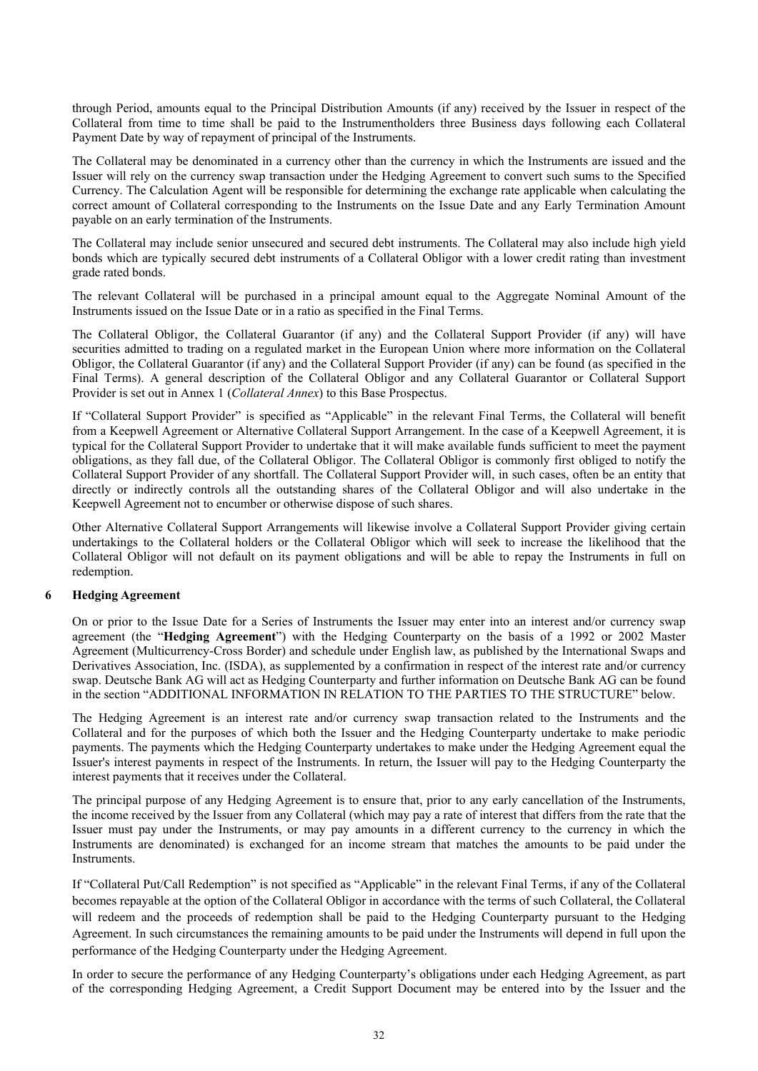through Period, amounts equal to the Principal Distribution Amounts (if any) received by the Issuer in respect of the Collateral from time to time shall be paid to the Instrumentholders three Business days following each Collateral Payment Date by way of repayment of principal of the Instruments.

The Collateral may be denominated in a currency other than the currency in which the Instruments are issued and the Issuer will rely on the currency swap transaction under the Hedging Agreement to convert such sums to the Specified Currency. The Calculation Agent will be responsible for determining the exchange rate applicable when calculating the correct amount of Collateral corresponding to the Instruments on the Issue Date and any Early Termination Amount payable on an early termination of the Instruments.

The Collateral may include senior unsecured and secured debt instruments. The Collateral may also include high yield bonds which are typically secured debt instruments of a Collateral Obligor with a lower credit rating than investment grade rated bonds.

The relevant Collateral will be purchased in a principal amount equal to the Aggregate Nominal Amount of the Instruments issued on the Issue Date or in a ratio as specified in the Final Terms.

The Collateral Obligor, the Collateral Guarantor (if any) and the Collateral Support Provider (if any) will have securities admitted to trading on a regulated market in the European Union where more information on the Collateral Obligor, the Collateral Guarantor (if any) and the Collateral Support Provider (if any) can be found (as specified in the Final Terms). A general description of the Collateral Obligor and any Collateral Guarantor or Collateral Support Provider is set out in Annex 1 (*Collateral Annex*) to this Base Prospectus.

If "Collateral Support Provider" is specified as "Applicable" in the relevant Final Terms, the Collateral will benefit from a Keepwell Agreement or Alternative Collateral Support Arrangement. In the case of a Keepwell Agreement, it is typical for the Collateral Support Provider to undertake that it will make available funds sufficient to meet the payment obligations, as they fall due, of the Collateral Obligor. The Collateral Obligor is commonly first obliged to notify the Collateral Support Provider of any shortfall. The Collateral Support Provider will, in such cases, often be an entity that directly or indirectly controls all the outstanding shares of the Collateral Obligor and will also undertake in the Keepwell Agreement not to encumber or otherwise dispose of such shares.

Other Alternative Collateral Support Arrangements will likewise involve a Collateral Support Provider giving certain undertakings to the Collateral holders or the Collateral Obligor which will seek to increase the likelihood that the Collateral Obligor will not default on its payment obligations and will be able to repay the Instruments in full on redemption.

## 6 Hedging Agreement

On or prior to the Issue Date for a Series of Instruments the Issuer may enter into an interest and/or currency swap agreement (the "**Hedging Agreement**") with the Hedging Counterparty on the basis of a 1992 or 2002 Master Agreement (Multicurrency-Cross Border) and schedule under English law, as published by the International Swaps and Derivatives Association, Inc. (ISDA), as supplemented by a confirmation in respect of the interest rate and/or currency swap. Deutsche Bank AG will act as Hedging Counterparty and further information on Deutsche Bank AG can be found in the section "ADDITIONAL INFORMATION IN RELATION TO THE PARTIES TO THE STRUCTURE" below.

The Hedging Agreement is an interest rate and/or currency swap transaction related to the Instruments and the Collateral and for the purposes of which both the Issuer and the Hedging Counterparty undertake to make periodic payments. The payments which the Hedging Counterparty undertakes to make under the Hedging Agreement equal the Issuer's interest payments in respect of the Instruments. In return, the Issuer will pay to the Hedging Counterparty the interest payments that it receives under the Collateral.

The principal purpose of any Hedging Agreement is to ensure that, prior to any early cancellation of the Instruments, the income received by the Issuer from any Collateral (which may pay a rate of interest that differs from the rate that the Issuer must pay under the Instruments, or may pay amounts in a different currency to the currency in which the Instruments are denominated) is exchanged for an income stream that matches the amounts to be paid under the Instruments.

If "Collateral Put/Call Redemption" is not specified as "Applicable" in the relevant Final Terms, if any of the Collateral becomes repayable at the option of the Collateral Obligor in accordance with the terms of such Collateral, the Collateral will redeem and the proceeds of redemption shall be paid to the Hedging Counterparty pursuant to the Hedging Agreement. In such circumstances the remaining amounts to be paid under the Instruments will depend in full upon the performance of the Hedging Counterparty under the Hedging Agreement.

In order to secure the performance of any Hedging Counterparty's obligations under each Hedging Agreement, as part of the corresponding Hedging Agreement, a Credit Support Document may be entered into by the Issuer and the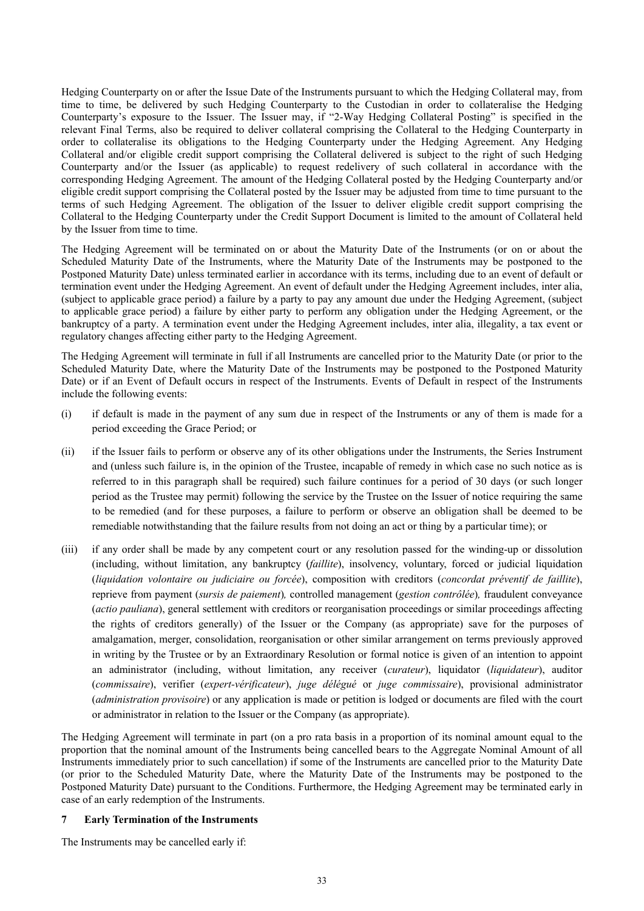Hedging Counterparty on or after the Issue Date of the Instruments pursuant to which the Hedging Collateral may, from time to time, be delivered by such Hedging Counterparty to the Custodian in order to collateralise the Hedging Counterparty's exposure to the Issuer. The Issuer may, if "2-Way Hedging Collateral Posting" is specified in the relevant Final Terms, also be required to deliver collateral comprising the Collateral to the Hedging Counterparty in order to collateralise its obligations to the Hedging Counterparty under the Hedging Agreement. Any Hedging Collateral and/or eligible credit support comprising the Collateral delivered is subject to the right of such Hedging Counterparty and/or the Issuer (as applicable) to request redelivery of such collateral in accordance with the corresponding Hedging Agreement. The amount of the Hedging Collateral posted by the Hedging Counterparty and/or eligible credit support comprising the Collateral posted by the Issuer may be adjusted from time to time pursuant to the terms of such Hedging Agreement. The obligation of the Issuer to deliver eligible credit support comprising the Collateral to the Hedging Counterparty under the Credit Support Document is limited to the amount of Collateral held by the Issuer from time to time.

The Hedging Agreement will be terminated on or about the Maturity Date of the Instruments (or on or about the Scheduled Maturity Date of the Instruments, where the Maturity Date of the Instruments may be postponed to the Postponed Maturity Date) unless terminated earlier in accordance with its terms, including due to an event of default or termination event under the Hedging Agreement. An event of default under the Hedging Agreement includes, inter alia, (subject to applicable grace period) a failure by a party to pay any amount due under the Hedging Agreement, (subject to applicable grace period) a failure by either party to perform any obligation under the Hedging Agreement, or the bankruptcy of a party. A termination event under the Hedging Agreement includes, inter alia, illegality, a tax event or regulatory changes affecting either party to the Hedging Agreement.

The Hedging Agreement will terminate in full if all Instruments are cancelled prior to the Maturity Date (or prior to the Scheduled Maturity Date, where the Maturity Date of the Instruments may be postponed to the Postponed Maturity Date) or if an Event of Default occurs in respect of the Instruments. Events of Default in respect of the Instruments include the following events:

(i) if default is made in the payment of any sum due in respect of the Instruments or any of them is made for a period exceeding the Grace Period; or

(ii) if the Issuer fails to perform or observe any of its other obligations under the Instruments, the Series Instrument and (unless such failure is, in the opinion of the Trustee, incapable of remedy in which case no such notice as is referred to in this paragraph shall be required) such failure continues for a period of 30 days (or such longer period as the Trustee may permit) following the service by the Trustee on the Issuer of notice requiring the same to be remedied (and for these purposes, a failure to perform or observe an obligation shall be deemed to be remediable notwithstanding that the failure results from not doing an act or thing by a particular time); or

(iii) if any order shall be made by any competent court or any resolution passed for the winding-up or dissolution (including, without limitation, any bankruptcy (*faillite*), insolvency, voluntary, forced or judicial liquidation (*liquidation volontaire ou judiciaire ou forcée*), composition with creditors (*concordat préventif de faillite*), reprieve from payment (*sursis de paiement*), controlled management (*gestion contrôlée*), fraudulent conveyance (*actio pauliana*), general settlement with creditors or reorganisation proceedings or similar proceedings affecting the rights of creditors generally) of the Issuer or the Company (as appropriate) save for the purposes of amalgamation, merger, consolidation, reorganisation or other similar arrangement on terms previously approved in writing by the Trustee or by an Extraordinary Resolution or formal notice is given of an intention to appoint an administrator (including, without limitation, any receiver (*curateur*), liquidator (*liquidateur*), auditor (*commissaire*), verifier (*expert-vérificateur*), *juge délégué* or *juge commissaire*), provisional administrator (*administration provisoire*) or any application is made or petition is lodged or documents are filed with the court or administrator in relation to the Issuer or the Company (as appropriate).

The Hedging Agreement will terminate in part (on a pro rata basis in a proportion of its nominal amount equal to the proportion that the nominal amount of the Instruments being cancelled bears to the Aggregate Nominal Amount of all Instruments immediately prior to such cancellation) if some of the Instruments are cancelled prior to the Maturity Date (or prior to the Scheduled Maturity Date, where the Maturity Date of the Instruments may be postponed to the Postponed Maturity Date) pursuant to the Conditions. Furthermore, the Hedging Agreement may be terminated early in case of an early redemption of the Instruments.

## 7 Early Termination of the Instruments

The Instruments may be cancelled early if: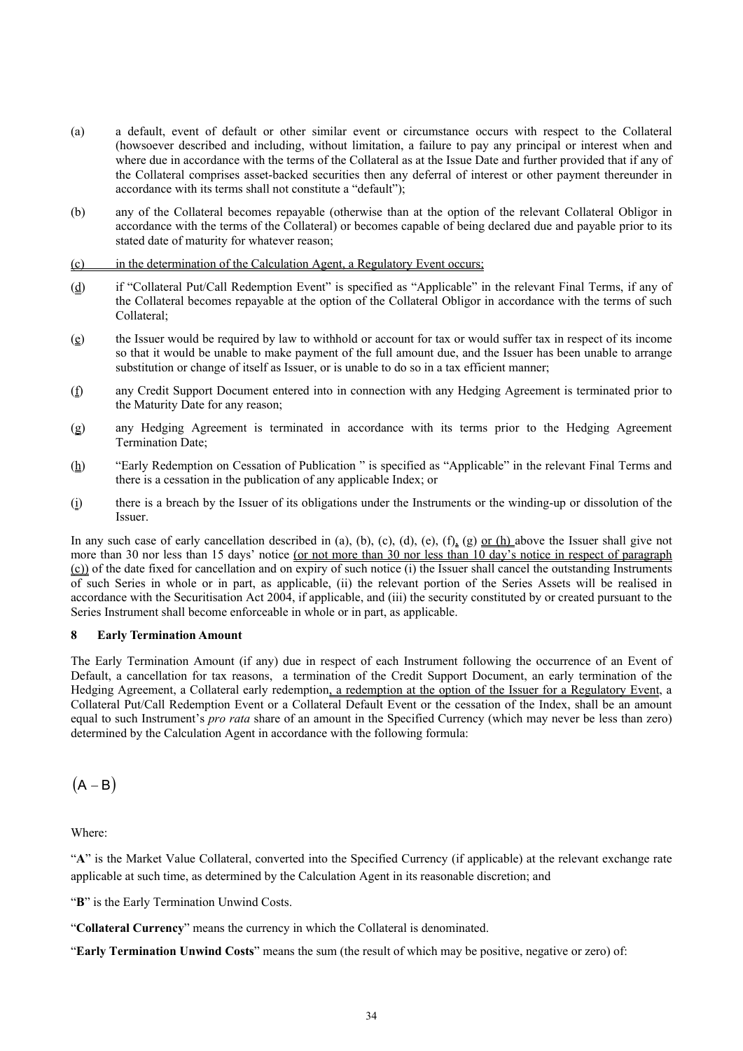(a) a default, event of default or other similar event or circumstance occurs with respect to the Collateral (howsoever described and including, without limitation, a failure to pay any principal or interest when and where due in accordance with the terms of the Collateral as at the Issue Date and further provided that if any of the Collateral comprises asset-backed securities then any deferral of interest or other payment thereunder in accordance with its terms shall not constitute a "default");

(b) any of the Collateral becomes repayable (otherwise than at the option of the relevant Collateral Obligor in accordance with the terms of the Collateral) or becomes capable of being declared due and payable prior to its stated date of maturity for whatever reason;

(c) in the determination of the Calculation Agent, a Regulatory Event occurs;

(d) if "Collateral Put/Call Redemption Event" is specified as "Applicable" in the relevant Final Terms, if any of the Collateral becomes repayable at the option of the Collateral Obligor in accordance with the terms of such Collateral;

(e) the Issuer would be required by law to withhold or account for tax or would suffer tax in respect of its income so that it would be unable to make payment of the full amount due, and the Issuer has been unable to arrange substitution or change of itself as Issuer, or is unable to do so in a tax efficient manner;

(f) any Credit Support Document entered into in connection with any Hedging Agreement is terminated prior to the Maturity Date for any reason;

(g) any Hedging Agreement is terminated in accordance with its terms prior to the Hedging Agreement Termination Date;

(h) "Early Redemption on Cessation of Publication " is specified as "Applicable" in the relevant Final Terms and there is a cessation in the publication of any applicable Index; or

(i) there is a breach by the Issuer of its obligations under the Instruments or the winding-up or dissolution of the Issuer.

In any such case of early cancellation described in (a), (b), (c), (d), (e), (f), (g) or (h) above the Issuer shall give not more than 30 nor less than 15 days' notice (or not more than 30 nor less than 10 day's notice in respect of paragraph (c)) of the date fixed for cancellation and on expiry of such notice (i) the Issuer shall cancel the outstanding Instruments of such Series in whole or in part, as applicable, (ii) the relevant portion of the Series Assets will be realised in accordance with the Securitisation Act 2004, if applicable, and (iii) the security constituted by or created pursuant to the Series Instrument shall become enforceable in whole or in part, as applicable.

#### 8 Early Termination Amount

The Early Termination Amount (if any) due in respect of each Instrument following the occurrence of an Event of Default, a cancellation for tax reasons, a termination of the Credit Support Document, an early termination of the Hedging Agreement, a Collateral early redemption, a redemption at the option of the Issuer for a Regulatory Event, a Collateral Put/Call Redemption Event or a Collateral Default Event or the cessation of the Index, shall be an amount equal to such Instrument's *pro rata* share of an amount in the Specified Currency (which may never be less than zero) determined by the Calculation Agent in accordance with the following formula:

$$(A - B)$$

Where:

"**A**" is the Market Value Collateral, converted into the Specified Currency (if applicable) at the relevant exchange rate applicable at such time, as determined by the Calculation Agent in its reasonable discretion; and

"**B**" is the Early Termination Unwind Costs.

"**Collateral Currency**" means the currency in which the Collateral is denominated.

"**Early Termination Unwind Costs**" means the sum (the result of which may be positive, negative or zero) of: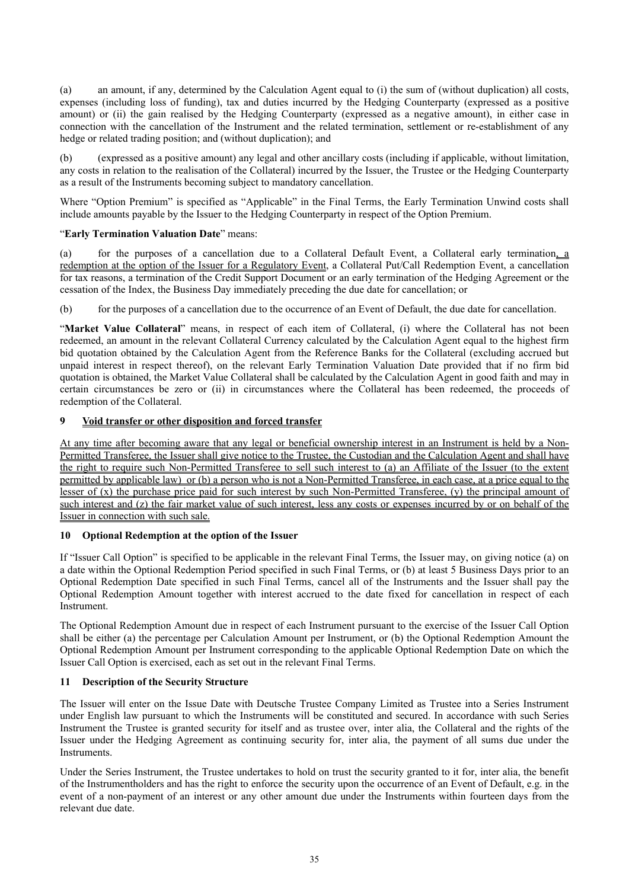(a) an amount, if any, determined by the Calculation Agent equal to (i) the sum of (without duplication) all costs, expenses (including loss of funding), tax and duties incurred by the Hedging Counterparty (expressed as a positive amount) or (ii) the gain realised by the Hedging Counterparty (expressed as a negative amount), in either case in connection with the cancellation of the Instrument and the related termination, settlement or re-establishment of any hedge or related trading position; and (without duplication); and

(b) (expressed as a positive amount) any legal and other ancillary costs (including if applicable, without limitation, any costs in relation to the realisation of the Collateral) incurred by the Issuer, the Trustee or the Hedging Counterparty as a result of the Instruments becoming subject to mandatory cancellation.

Where "Option Premium" is specified as "Applicable" in the Final Terms, the Early Termination Unwind costs shall include amounts payable by the Issuer to the Hedging Counterparty in respect of the Option Premium.

"**Early Termination Valuation Date**" means:

(a) for the purposes of a cancellation due to a Collateral Default Event, a Collateral early termination, a redemption at the option of the Issuer for a Regulatory Event, a Collateral Put/Call Redemption Event, a cancellation for tax reasons, a termination of the Credit Support Document or an early termination of the Hedging Agreement or the cessation of the Index, the Business Day immediately preceding the due date for cancellation; or

(b) for the purposes of a cancellation due to the occurrence of an Event of Default, the due date for cancellation.

"**Market Value Collateral**" means, in respect of each item of Collateral, (i) where the Collateral has not been redeemed, an amount in the relevant Collateral Currency calculated by the Calculation Agent equal to the highest firm bid quotation obtained by the Calculation Agent from the Reference Banks for the Collateral (excluding accrued but unpaid interest in respect thereof), on the relevant Early Termination Valuation Date provided that if no firm bid quotation is obtained, the Market Value Collateral shall be calculated by the Calculation Agent in good faith and may in certain circumstances be zero or (ii) in circumstances where the Collateral has been redeemed, the proceeds of redemption of the Collateral.

## 9 Void transfer or other disposition and forced transfer

At any time after becoming aware that any legal or beneficial ownership interest in an Instrument is held by a Non-Permitted Transferee, the Issuer shall give notice to the Trustee, the Custodian and the Calculation Agent and shall have the right to require such Non-Permitted Transferee to sell such interest to (a) an Affiliate of the Issuer (to the extent permitted by applicable law) or (b) a person who is not a Non-Permitted Transferee, in each case, at a price equal to the lesser of (x) the purchase price paid for such interest by such Non-Permitted Transferee, (y) the principal amount of such interest and (z) the fair market value of such interest, less any costs or expenses incurred by or on behalf of the Issuer in connection with such sale.

## 10 Optional Redemption at the option of the Issuer

If "Issuer Call Option" is specified to be applicable in the relevant Final Terms, the Issuer may, on giving notice (a) on a date within the Optional Redemption Period specified in such Final Terms, or (b) at least 5 Business Days prior to an Optional Redemption Date specified in such Final Terms, cancel all of the Instruments and the Issuer shall pay the Optional Redemption Amount together with interest accrued to the date fixed for cancellation in respect of each Instrument.

The Optional Redemption Amount due in respect of each Instrument pursuant to the exercise of the Issuer Call Option shall be either (a) the percentage per Calculation Amount per Instrument, or (b) the Optional Redemption Amount the Optional Redemption Amount per Instrument corresponding to the applicable Optional Redemption Date on which the Issuer Call Option is exercised, each as set out in the relevant Final Terms.

## 11 Description of the Security Structure

The Issuer will enter on the Issue Date with Deutsche Trustee Company Limited as Trustee into a Series Instrument under English law pursuant to which the Instruments will be constituted and secured. In accordance with such Series Instrument the Trustee is granted security for itself and as trustee over, inter alia, the Collateral and the rights of the Issuer under the Hedging Agreement as continuing security for, inter alia, the payment of all sums due under the Instruments.

Under the Series Instrument, the Trustee undertakes to hold on trust the security granted to it for, inter alia, the benefit of the Instrumentholders and has the right to enforce the security upon the occurrence of an Event of Default, e.g. in the event of a non-payment of an interest or any other amount due under the Instruments within fourteen days from the relevant due date.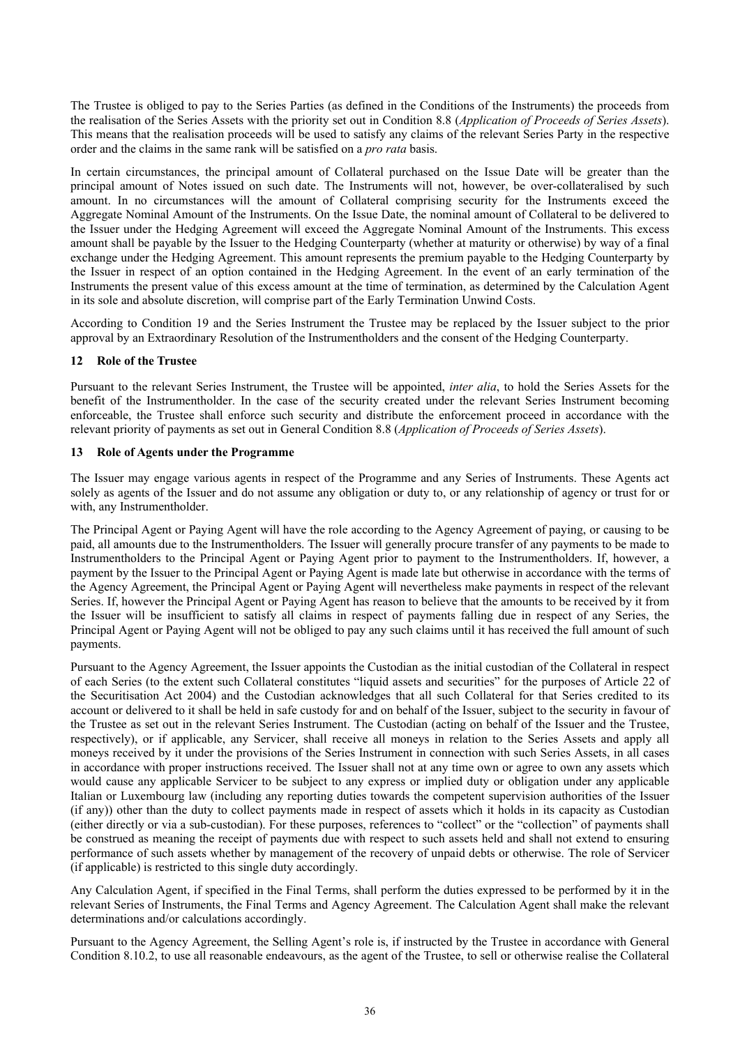The Trustee is obliged to pay to the Series Parties (as defined in the Conditions of the Instruments) the proceeds from the realisation of the Series Assets with the priority set out in Condition 8.8 (*Application of Proceeds of Series Assets*). This means that the realisation proceeds will be used to satisfy any claims of the relevant Series Party in the respective order and the claims in the same rank will be satisfied on a *pro rata* basis.

In certain circumstances, the principal amount of Collateral purchased on the Issue Date will be greater than the principal amount of Notes issued on such date. The Instruments will not, however, be over-collateralised by such amount. In no circumstances will the amount of Collateral comprising security for the Instruments exceed the Aggregate Nominal Amount of the Instruments. On the Issue Date, the nominal amount of Collateral to be delivered to the Issuer under the Hedging Agreement will exceed the Aggregate Nominal Amount of the Instruments. This excess amount shall be payable by the Issuer to the Hedging Counterparty (whether at maturity or otherwise) by way of a final exchange under the Hedging Agreement. This amount represents the premium payable to the Hedging Counterparty by the Issuer in respect of an option contained in the Hedging Agreement. In the event of an early termination of the Instruments the present value of this excess amount at the time of termination, as determined by the Calculation Agent in its sole and absolute discretion, will comprise part of the Early Termination Unwind Costs.

According to Condition 19 and the Series Instrument the Trustee may be replaced by the Issuer subject to the prior approval by an Extraordinary Resolution of the Instrumentholders and the consent of the Hedging Counterparty.

## 12 Role of the Trustee

Pursuant to the relevant Series Instrument, the Trustee will be appointed, *inter alia*, to hold the Series Assets for the benefit of the Instrumentholder. In the case of the security created under the relevant Series Instrument becoming enforceable, the Trustee shall enforce such security and distribute the enforcement proceed in accordance with the relevant priority of payments as set out in General Condition 8.8 (*Application of Proceeds of Series Assets*).

## 13 Role of Agents under the Programme

The Issuer may engage various agents in respect of the Programme and any Series of Instruments. These Agents act solely as agents of the Issuer and do not assume any obligation or duty to, or any relationship of agency or trust for or with, any Instrumentholder.

The Principal Agent or Paying Agent will have the role according to the Agency Agreement of paying, or causing to be paid, all amounts due to the Instrumentholders. The Issuer will generally procure transfer of any payments to be made to Instrumentholders to the Principal Agent or Paying Agent prior to payment to the Instrumentholders. If, however, a payment by the Issuer to the Principal Agent or Paying Agent is made late but otherwise in accordance with the terms of the Agency Agreement, the Principal Agent or Paying Agent will nevertheless make payments in respect of the relevant Series. If, however the Principal Agent or Paying Agent has reason to believe that the amounts to be received by it from the Issuer will be insufficient to satisfy all claims in respect of payments falling due in respect of any Series, the Principal Agent or Paying Agent will not be obliged to pay any such claims until it has received the full amount of such payments.

Pursuant to the Agency Agreement, the Issuer appoints the Custodian as the initial custodian of the Collateral in respect of each Series (to the extent such Collateral constitutes "liquid assets and securities" for the purposes of Article 22 of the Securitisation Act 2004) and the Custodian acknowledges that all such Collateral for that Series credited to its account or delivered to it shall be held in safe custody for and on behalf of the Issuer, subject to the security in favour of the Trustee as set out in the relevant Series Instrument. The Custodian (acting on behalf of the Issuer and the Trustee, respectively), or if applicable, any Servicer, shall receive all moneys in relation to the Series Assets and apply all moneys received by it under the provisions of the Series Instrument in connection with such Series Assets, in all cases in accordance with proper instructions received. The Issuer shall not at any time own or agree to own any assets which would cause any applicable Servicer to be subject to any express or implied duty or obligation under any applicable Italian or Luxembourg law (including any reporting duties towards the competent supervision authorities of the Issuer (if any)) other than the duty to collect payments made in respect of assets which it holds in its capacity as Custodian (either directly or via a sub-custodian). For these purposes, references to "collect" or the "collection" of payments shall be construed as meaning the receipt of payments due with respect to such assets held and shall not extend to ensuring performance of such assets whether by management of the recovery of unpaid debts or otherwise. The role of Servicer (if applicable) is restricted to this single duty accordingly.

Any Calculation Agent, if specified in the Final Terms, shall perform the duties expressed to be performed by it in the relevant Series of Instruments, the Final Terms and Agency Agreement. The Calculation Agent shall make the relevant determinations and/or calculations accordingly.

Pursuant to the Agency Agreement, the Selling Agent's role is, if instructed by the Trustee in accordance with General Condition 8.10.2, to use all reasonable endeavours, as the agent of the Trustee, to sell or otherwise realise the Collateral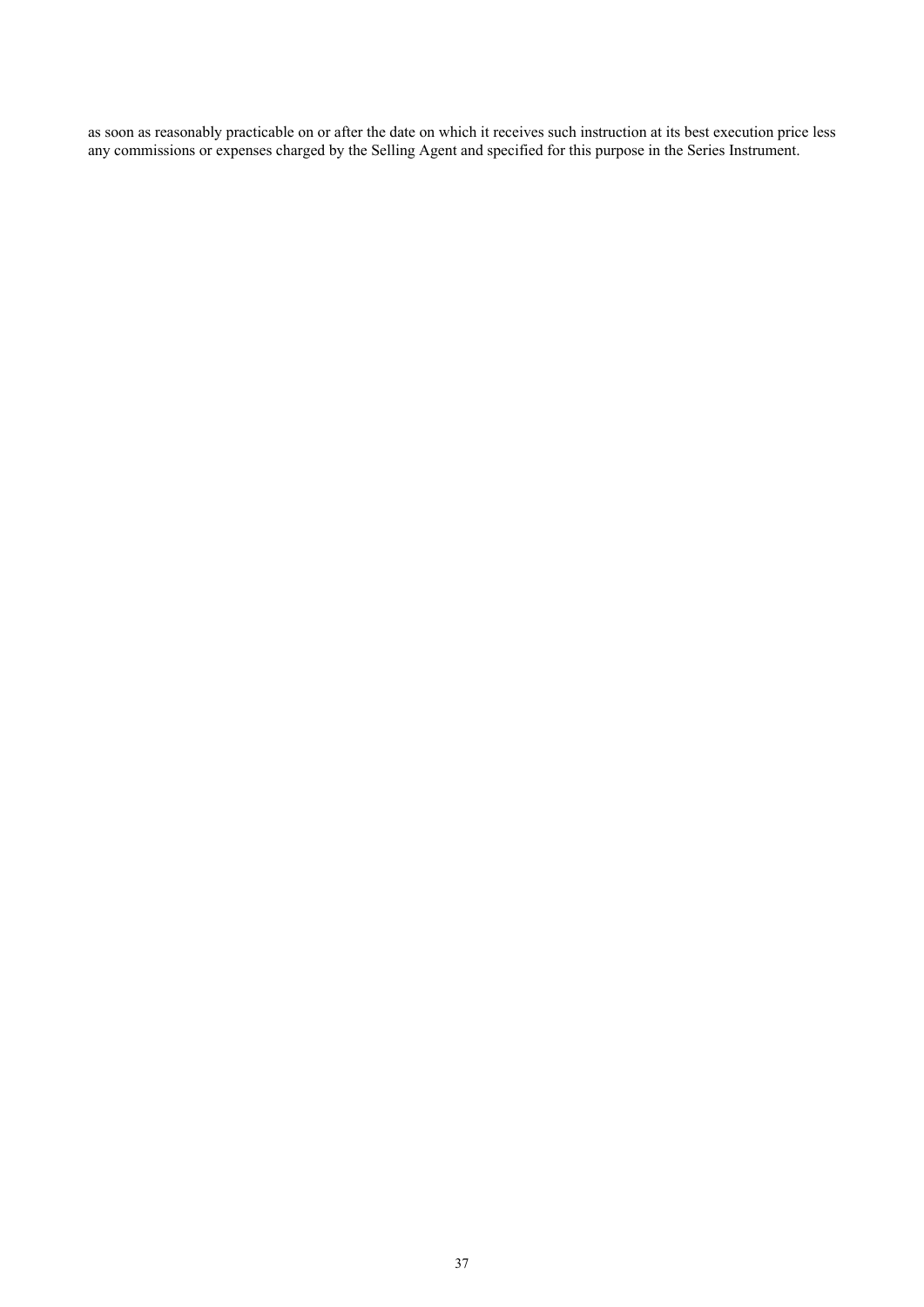as soon as reasonably practicable on or after the date on which it receives such instruction at its best execution price less any commissions or expenses charged by the Selling Agent and specified for this purpose in the Series Instrument.